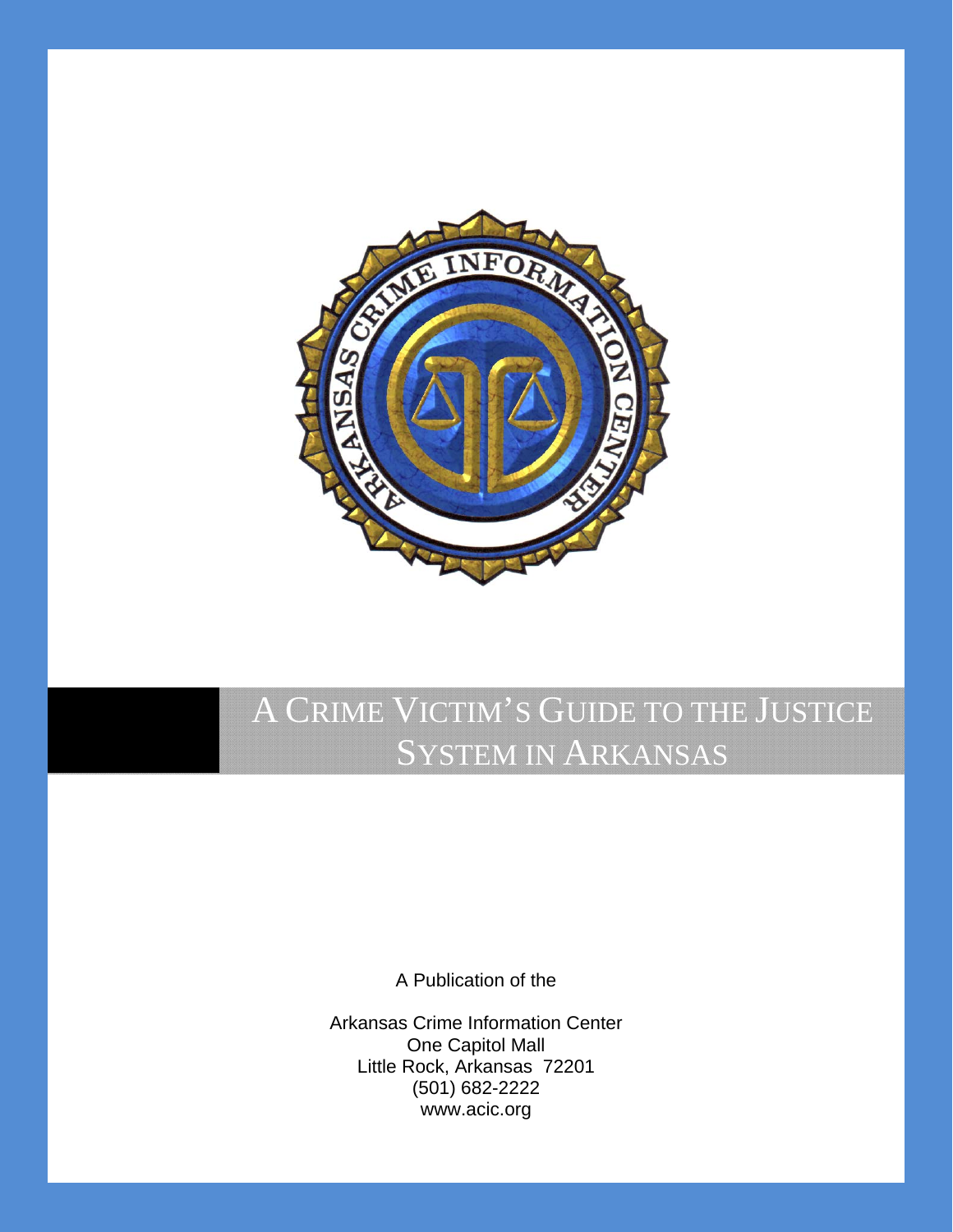# A Crime Victim's Guide to the Justice System in Arkansas

A Publication of the

Arkansas Crime Information Center
One Capitol Mall
Little Rock, Arkansas 72201
(501) 682-2222
www.acic.org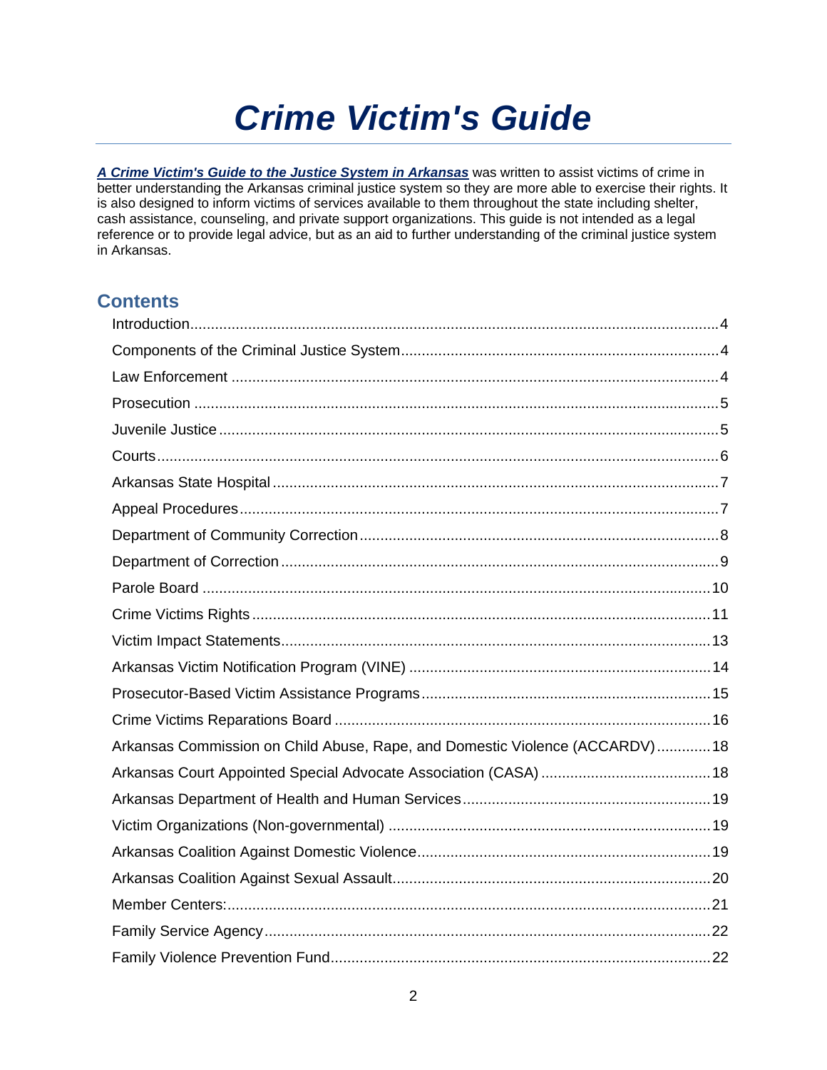# Crime Victim's Guide

***A Crime Victim's Guide to the Justice System in Arkansas*** was written to assist victims of crime in better understanding the Arkansas criminal justice system so they are more able to exercise their rights. It is also designed to inform victims of services available to them throughout the state including shelter, cash assistance, counseling, and private support organizations. This guide is not intended as a legal reference or to provide legal advice, but as an aid to further understanding of the criminal justice system in Arkansas.

## Contents

Introduction....................4
Components of the Criminal Justice System....................4
Law Enforcement....................4
Prosecution....................5
Juvenile Justice....................5
Courts....................6
Arkansas State Hospital....................7
Appeal Procedures....................7
Department of Community Correction....................8
Department of Correction....................9
Parole Board....................10
Crime Victims Rights....................11
Victim Impact Statements....................13
Arkansas Victim Notification Program (VINE)....................14
Prosecutor-Based Victim Assistance Programs....................15
Crime Victims Reparations Board....................16
Arkansas Commission on Child Abuse, Rape, and Domestic Violence (ACCARDV)....................18
Arkansas Court Appointed Special Advocate Association (CASA)....................18
Arkansas Department of Health and Human Services....................19
Victim Organizations (Non-governmental)....................19
Arkansas Coalition Against Domestic Violence....................19
Arkansas Coalition Against Sexual Assault....................20
Member Centers:....................21
Family Service Agency....................22
Family Violence Prevention Fund....................22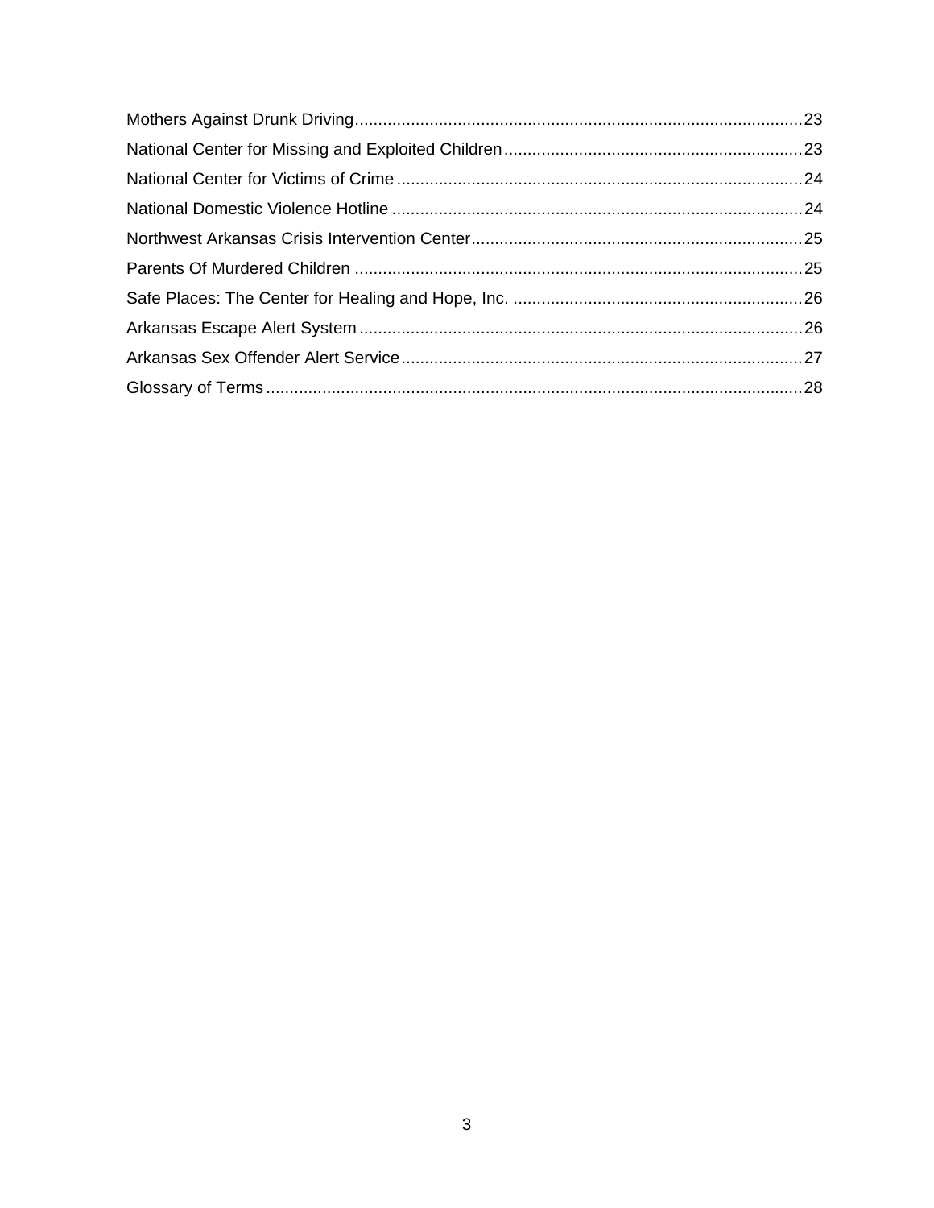Mothers Against Drunk Driving................................................................................................23
National Center for Missing and Exploited Children................................................................23
National Center for Victims of Crime ......................................................................................24
National Domestic Violence Hotline .......................................................................................24
Northwest Arkansas Crisis Intervention Center......................................................................25
Parents Of Murdered Children ...............................................................................................25
Safe Places: The Center for Healing and Hope, Inc. .............................................................26
Arkansas Escape Alert System ..............................................................................................26
Arkansas Sex Offender Alert Service.....................................................................................27
Glossary of Terms ..................................................................................................................28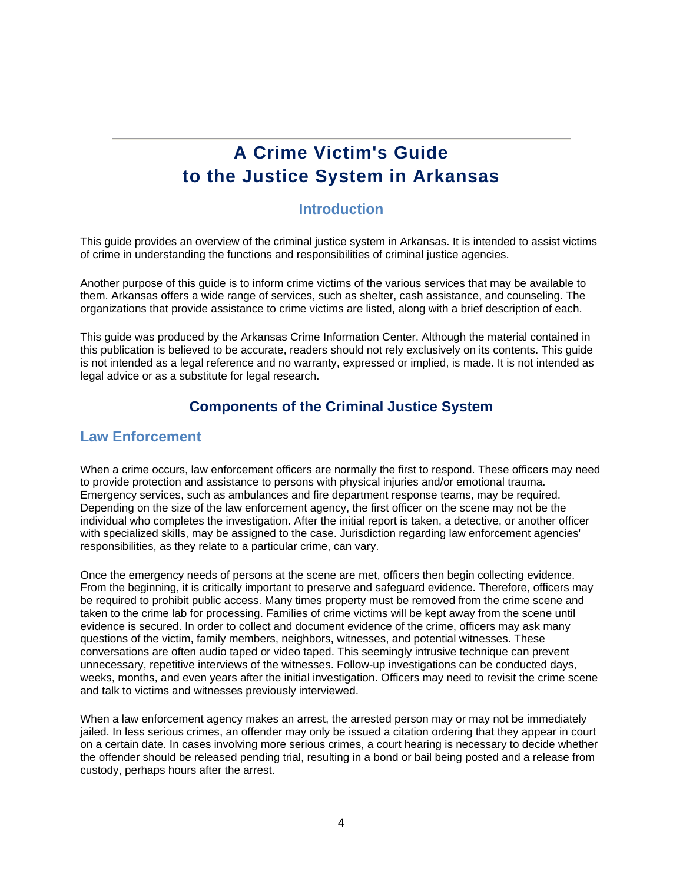# A Crime Victim's Guide to the Justice System in Arkansas

## Introduction

This guide provides an overview of the criminal justice system in Arkansas. It is intended to assist victims of crime in understanding the functions and responsibilities of criminal justice agencies.

Another purpose of this guide is to inform crime victims of the various services that may be available to them. Arkansas offers a wide range of services, such as shelter, cash assistance, and counseling. The organizations that provide assistance to crime victims are listed, along with a brief description of each.

This guide was produced by the Arkansas Crime Information Center. Although the material contained in this publication is believed to be accurate, readers should not rely exclusively on its contents. This guide is not intended as a legal reference and no warranty, expressed or implied, is made. It is not intended as legal advice or as a substitute for legal research.

## Components of the Criminal Justice System

### Law Enforcement

When a crime occurs, law enforcement officers are normally the first to respond. These officers may need to provide protection and assistance to persons with physical injuries and/or emotional trauma. Emergency services, such as ambulances and fire department response teams, may be required. Depending on the size of the law enforcement agency, the first officer on the scene may not be the individual who completes the investigation. After the initial report is taken, a detective, or another officer with specialized skills, may be assigned to the case. Jurisdiction regarding law enforcement agencies' responsibilities, as they relate to a particular crime, can vary.

Once the emergency needs of persons at the scene are met, officers then begin collecting evidence. From the beginning, it is critically important to preserve and safeguard evidence. Therefore, officers may be required to prohibit public access. Many times property must be removed from the crime scene and taken to the crime lab for processing. Families of crime victims will be kept away from the scene until evidence is secured. In order to collect and document evidence of the crime, officers may ask many questions of the victim, family members, neighbors, witnesses, and potential witnesses. These conversations are often audio taped or video taped. This seemingly intrusive technique can prevent unnecessary, repetitive interviews of the witnesses. Follow-up investigations can be conducted days, weeks, months, and even years after the initial investigation. Officers may need to revisit the crime scene and talk to victims and witnesses previously interviewed.

When a law enforcement agency makes an arrest, the arrested person may or may not be immediately jailed. In less serious crimes, an offender may only be issued a citation ordering that they appear in court on a certain date. In cases involving more serious crimes, a court hearing is necessary to decide whether the offender should be released pending trial, resulting in a bond or bail being posted and a release from custody, perhaps hours after the arrest.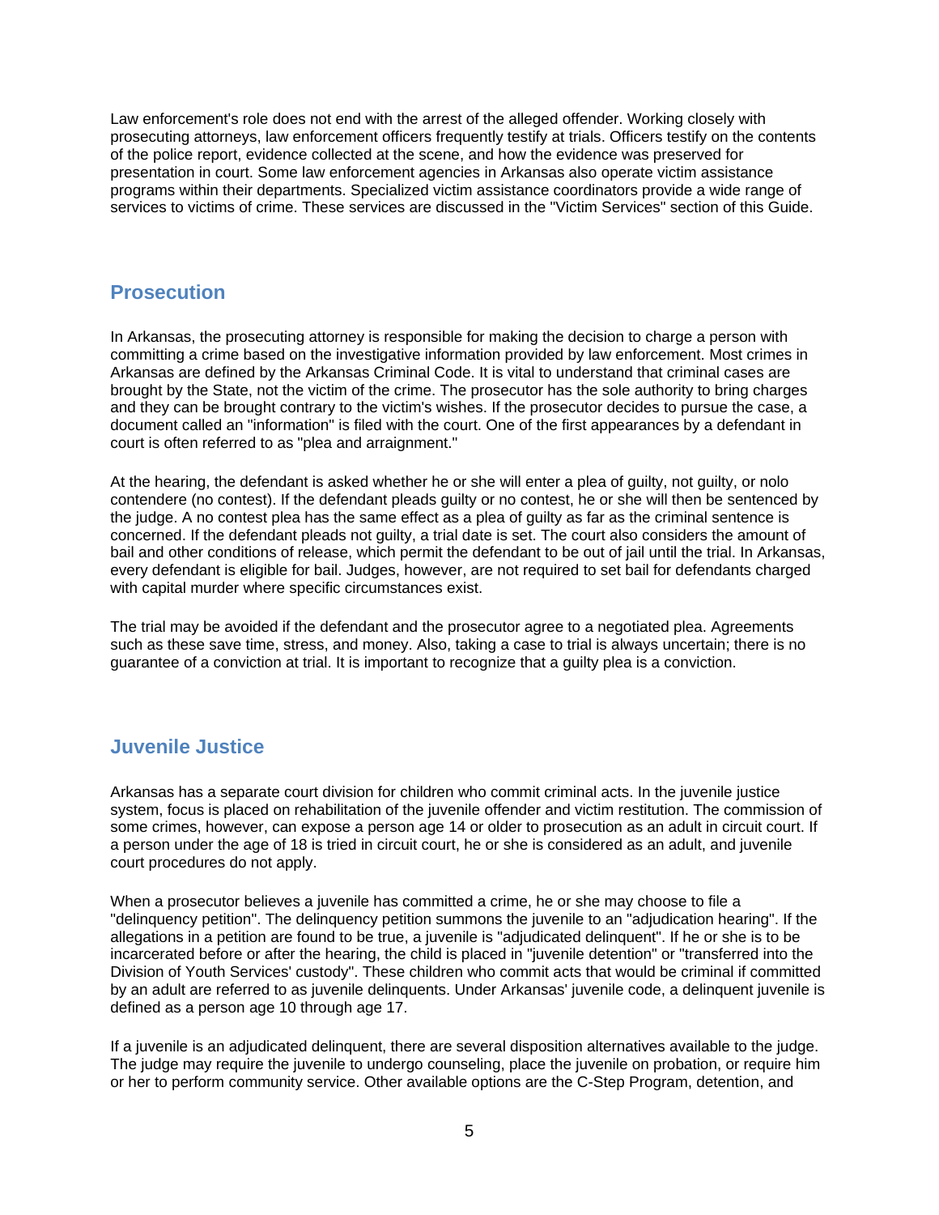Law enforcement's role does not end with the arrest of the alleged offender. Working closely with prosecuting attorneys, law enforcement officers frequently testify at trials. Officers testify on the contents of the police report, evidence collected at the scene, and how the evidence was preserved for presentation in court. Some law enforcement agencies in Arkansas also operate victim assistance programs within their departments. Specialized victim assistance coordinators provide a wide range of services to victims of crime. These services are discussed in the "Victim Services" section of this Guide.

## Prosecution

In Arkansas, the prosecuting attorney is responsible for making the decision to charge a person with committing a crime based on the investigative information provided by law enforcement. Most crimes in Arkansas are defined by the Arkansas Criminal Code. It is vital to understand that criminal cases are brought by the State, not the victim of the crime. The prosecutor has the sole authority to bring charges and they can be brought contrary to the victim's wishes. If the prosecutor decides to pursue the case, a document called an "information" is filed with the court. One of the first appearances by a defendant in court is often referred to as "plea and arraignment."

At the hearing, the defendant is asked whether he or she will enter a plea of guilty, not guilty, or nolo contendere (no contest). If the defendant pleads guilty or no contest, he or she will then be sentenced by the judge. A no contest plea has the same effect as a plea of guilty as far as the criminal sentence is concerned. If the defendant pleads not guilty, a trial date is set. The court also considers the amount of bail and other conditions of release, which permit the defendant to be out of jail until the trial. In Arkansas, every defendant is eligible for bail. Judges, however, are not required to set bail for defendants charged with capital murder where specific circumstances exist.

The trial may be avoided if the defendant and the prosecutor agree to a negotiated plea. Agreements such as these save time, stress, and money. Also, taking a case to trial is always uncertain; there is no guarantee of a conviction at trial. It is important to recognize that a guilty plea is a conviction.

## Juvenile Justice

Arkansas has a separate court division for children who commit criminal acts. In the juvenile justice system, focus is placed on rehabilitation of the juvenile offender and victim restitution. The commission of some crimes, however, can expose a person age 14 or older to prosecution as an adult in circuit court. If a person under the age of 18 is tried in circuit court, he or she is considered as an adult, and juvenile court procedures do not apply.

When a prosecutor believes a juvenile has committed a crime, he or she may choose to file a "delinquency petition". The delinquency petition summons the juvenile to an "adjudication hearing". If the allegations in a petition are found to be true, a juvenile is "adjudicated delinquent". If he or she is to be incarcerated before or after the hearing, the child is placed in "juvenile detention" or "transferred into the Division of Youth Services' custody". These children who commit acts that would be criminal if committed by an adult are referred to as juvenile delinquents. Under Arkansas' juvenile code, a delinquent juvenile is defined as a person age 10 through age 17.

If a juvenile is an adjudicated delinquent, there are several disposition alternatives available to the judge. The judge may require the juvenile to undergo counseling, place the juvenile on probation, or require him or her to perform community service. Other available options are the C-Step Program, detention, and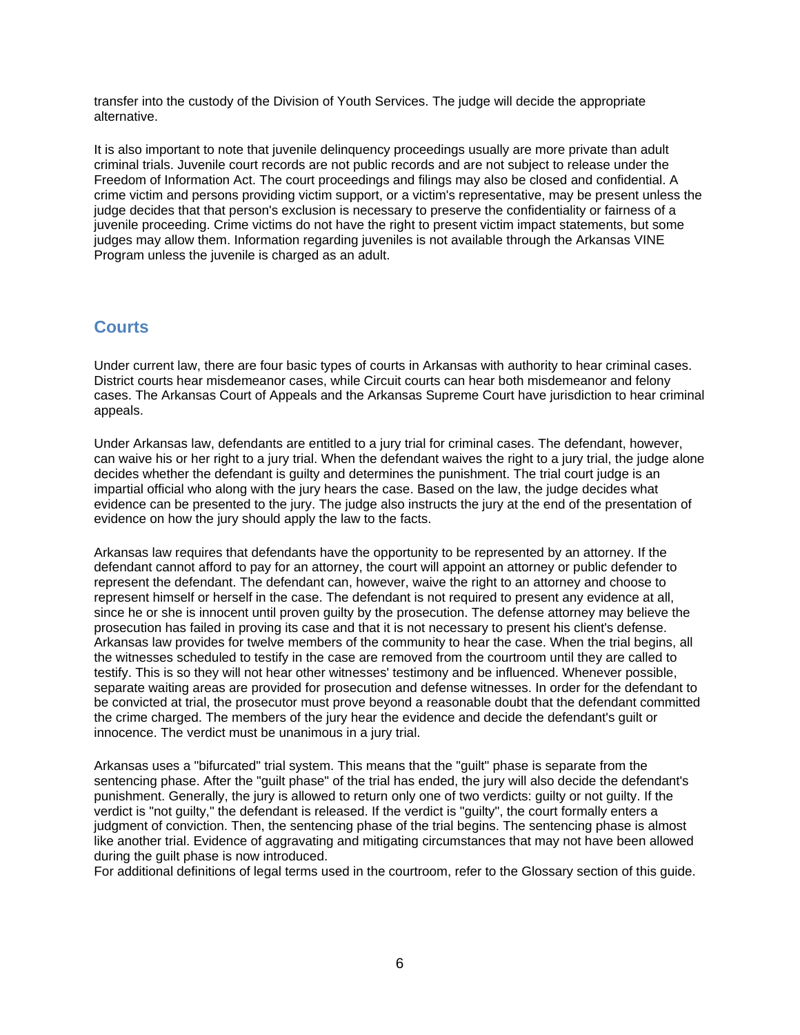transfer into the custody of the Division of Youth Services. The judge will decide the appropriate alternative.

It is also important to note that juvenile delinquency proceedings usually are more private than adult criminal trials. Juvenile court records are not public records and are not subject to release under the Freedom of Information Act. The court proceedings and filings may also be closed and confidential. A crime victim and persons providing victim support, or a victim's representative, may be present unless the judge decides that that person's exclusion is necessary to preserve the confidentiality or fairness of a juvenile proceeding. Crime victims do not have the right to present victim impact statements, but some judges may allow them. Information regarding juveniles is not available through the Arkansas VINE Program unless the juvenile is charged as an adult.

## Courts

Under current law, there are four basic types of courts in Arkansas with authority to hear criminal cases. District courts hear misdemeanor cases, while Circuit courts can hear both misdemeanor and felony cases. The Arkansas Court of Appeals and the Arkansas Supreme Court have jurisdiction to hear criminal appeals.

Under Arkansas law, defendants are entitled to a jury trial for criminal cases. The defendant, however, can waive his or her right to a jury trial. When the defendant waives the right to a jury trial, the judge alone decides whether the defendant is guilty and determines the punishment. The trial court judge is an impartial official who along with the jury hears the case. Based on the law, the judge decides what evidence can be presented to the jury. The judge also instructs the jury at the end of the presentation of evidence on how the jury should apply the law to the facts.

Arkansas law requires that defendants have the opportunity to be represented by an attorney. If the defendant cannot afford to pay for an attorney, the court will appoint an attorney or public defender to represent the defendant. The defendant can, however, waive the right to an attorney and choose to represent himself or herself in the case. The defendant is not required to present any evidence at all, since he or she is innocent until proven guilty by the prosecution. The defense attorney may believe the prosecution has failed in proving its case and that it is not necessary to present his client's defense. Arkansas law provides for twelve members of the community to hear the case. When the trial begins, all the witnesses scheduled to testify in the case are removed from the courtroom until they are called to testify. This is so they will not hear other witnesses' testimony and be influenced. Whenever possible, separate waiting areas are provided for prosecution and defense witnesses. In order for the defendant to be convicted at trial, the prosecutor must prove beyond a reasonable doubt that the defendant committed the crime charged. The members of the jury hear the evidence and decide the defendant's guilt or innocence. The verdict must be unanimous in a jury trial.

Arkansas uses a "bifurcated" trial system. This means that the "guilt" phase is separate from the sentencing phase. After the "guilt phase" of the trial has ended, the jury will also decide the defendant's punishment. Generally, the jury is allowed to return only one of two verdicts: guilty or not guilty. If the verdict is "not guilty," the defendant is released. If the verdict is "guilty", the court formally enters a judgment of conviction. Then, the sentencing phase of the trial begins. The sentencing phase is almost like another trial. Evidence of aggravating and mitigating circumstances that may not have been allowed during the guilt phase is now introduced.
For additional definitions of legal terms used in the courtroom, refer to the Glossary section of this guide.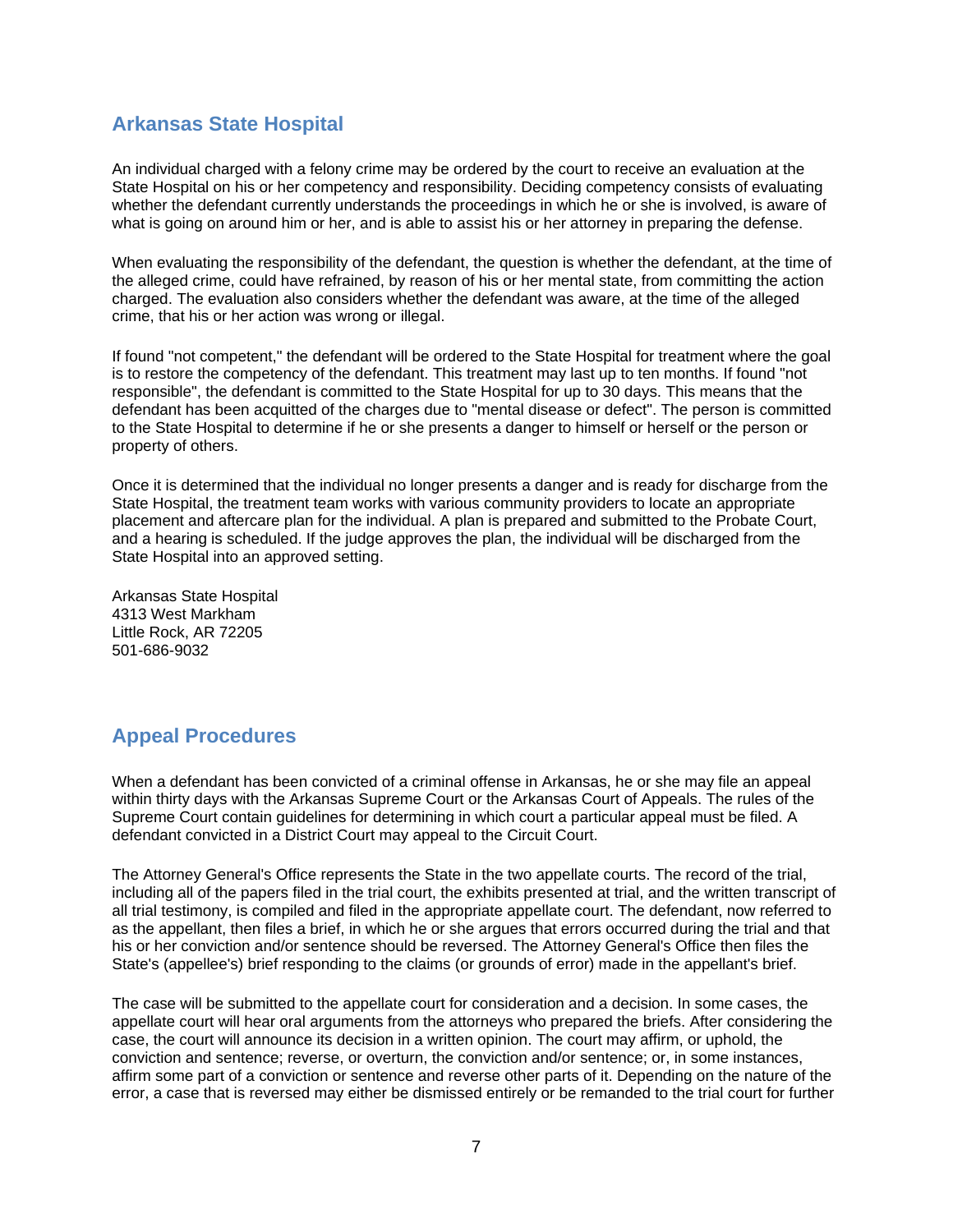## Arkansas State Hospital

An individual charged with a felony crime may be ordered by the court to receive an evaluation at the State Hospital on his or her competency and responsibility. Deciding competency consists of evaluating whether the defendant currently understands the proceedings in which he or she is involved, is aware of what is going on around him or her, and is able to assist his or her attorney in preparing the defense.

When evaluating the responsibility of the defendant, the question is whether the defendant, at the time of the alleged crime, could have refrained, by reason of his or her mental state, from committing the action charged. The evaluation also considers whether the defendant was aware, at the time of the alleged crime, that his or her action was wrong or illegal.

If found "not competent," the defendant will be ordered to the State Hospital for treatment where the goal is to restore the competency of the defendant. This treatment may last up to ten months. If found "not responsible", the defendant is committed to the State Hospital for up to 30 days. This means that the defendant has been acquitted of the charges due to "mental disease or defect". The person is committed to the State Hospital to determine if he or she presents a danger to himself or herself or the person or property of others.

Once it is determined that the individual no longer presents a danger and is ready for discharge from the State Hospital, the treatment team works with various community providers to locate an appropriate placement and aftercare plan for the individual. A plan is prepared and submitted to the Probate Court, and a hearing is scheduled. If the judge approves the plan, the individual will be discharged from the State Hospital into an approved setting.

Arkansas State Hospital
4313 West Markham
Little Rock, AR 72205
501-686-9032

## Appeal Procedures

When a defendant has been convicted of a criminal offense in Arkansas, he or she may file an appeal within thirty days with the Arkansas Supreme Court or the Arkansas Court of Appeals. The rules of the Supreme Court contain guidelines for determining in which court a particular appeal must be filed. A defendant convicted in a District Court may appeal to the Circuit Court.

The Attorney General's Office represents the State in the two appellate courts. The record of the trial, including all of the papers filed in the trial court, the exhibits presented at trial, and the written transcript of all trial testimony, is compiled and filed in the appropriate appellate court. The defendant, now referred to as the appellant, then files a brief, in which he or she argues that errors occurred during the trial and that his or her conviction and/or sentence should be reversed. The Attorney General's Office then files the State's (appellee's) brief responding to the claims (or grounds of error) made in the appellant's brief.

The case will be submitted to the appellate court for consideration and a decision. In some cases, the appellate court will hear oral arguments from the attorneys who prepared the briefs. After considering the case, the court will announce its decision in a written opinion. The court may affirm, or uphold, the conviction and sentence; reverse, or overturn, the conviction and/or sentence; or, in some instances, affirm some part of a conviction or sentence and reverse other parts of it. Depending on the nature of the error, a case that is reversed may either be dismissed entirely or be remanded to the trial court for further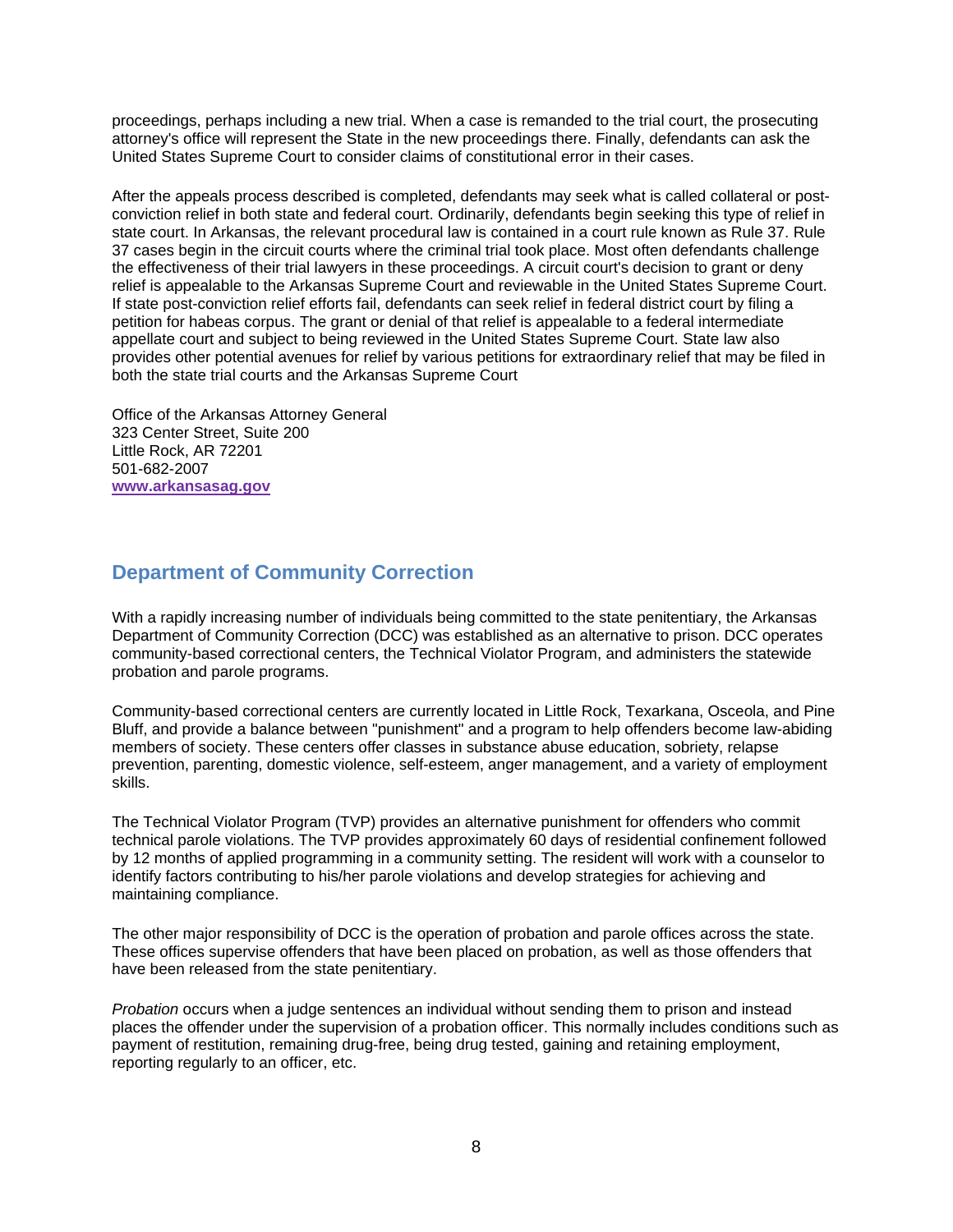proceedings, perhaps including a new trial. When a case is remanded to the trial court, the prosecuting attorney's office will represent the State in the new proceedings there. Finally, defendants can ask the United States Supreme Court to consider claims of constitutional error in their cases.

After the appeals process described is completed, defendants may seek what is called collateral or post-conviction relief in both state and federal court. Ordinarily, defendants begin seeking this type of relief in state court. In Arkansas, the relevant procedural law is contained in a court rule known as Rule 37. Rule 37 cases begin in the circuit courts where the criminal trial took place. Most often defendants challenge the effectiveness of their trial lawyers in these proceedings. A circuit court's decision to grant or deny relief is appealable to the Arkansas Supreme Court and reviewable in the United States Supreme Court. If state post-conviction relief efforts fail, defendants can seek relief in federal district court by filing a petition for habeas corpus. The grant or denial of that relief is appealable to a federal intermediate appellate court and subject to being reviewed in the United States Supreme Court. State law also provides other potential avenues for relief by various petitions for extraordinary relief that may be filed in both the state trial courts and the Arkansas Supreme Court

Office of the Arkansas Attorney General
323 Center Street, Suite 200
Little Rock, AR 72201
501-682-2007
[www.arkansasag.gov](http://www.arkansasag.gov)

## Department of Community Correction

With a rapidly increasing number of individuals being committed to the state penitentiary, the Arkansas Department of Community Correction (DCC) was established as an alternative to prison. DCC operates community-based correctional centers, the Technical Violator Program, and administers the statewide probation and parole programs.

Community-based correctional centers are currently located in Little Rock, Texarkana, Osceola, and Pine Bluff, and provide a balance between "punishment" and a program to help offenders become law-abiding members of society. These centers offer classes in substance abuse education, sobriety, relapse prevention, parenting, domestic violence, self-esteem, anger management, and a variety of employment skills.

The Technical Violator Program (TVP) provides an alternative punishment for offenders who commit technical parole violations. The TVP provides approximately 60 days of residential confinement followed by 12 months of applied programming in a community setting. The resident will work with a counselor to identify factors contributing to his/her parole violations and develop strategies for achieving and maintaining compliance.

The other major responsibility of DCC is the operation of probation and parole offices across the state. These offices supervise offenders that have been placed on probation, as well as those offenders that have been released from the state penitentiary.

*Probation* occurs when a judge sentences an individual without sending them to prison and instead places the offender under the supervision of a probation officer. This normally includes conditions such as payment of restitution, remaining drug-free, being drug tested, gaining and retaining employment, reporting regularly to an officer, etc.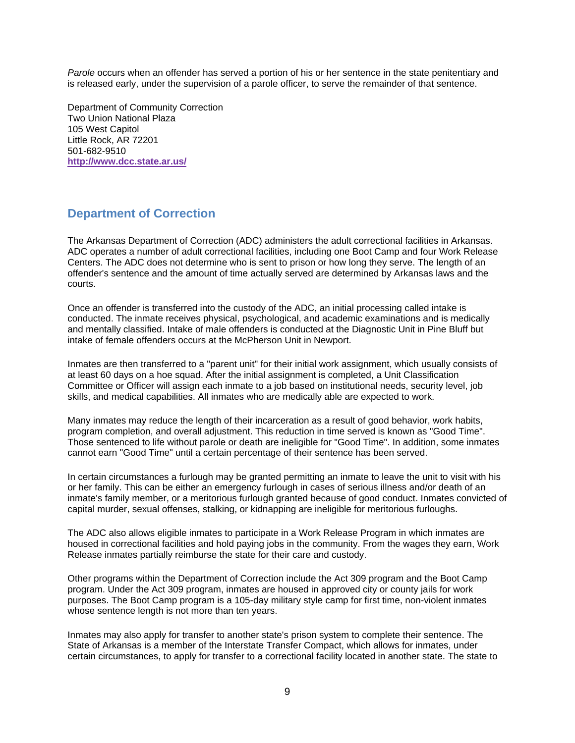*Parole* occurs when an offender has served a portion of his or her sentence in the state penitentiary and is released early, under the supervision of a parole officer, to serve the remainder of that sentence.

Department of Community Correction
Two Union National Plaza
105 West Capitol
Little Rock, AR 72201
501-682-9510
**http://www.dcc.state.ar.us/**

## Department of Correction

The Arkansas Department of Correction (ADC) administers the adult correctional facilities in Arkansas. ADC operates a number of adult correctional facilities, including one Boot Camp and four Work Release Centers. The ADC does not determine who is sent to prison or how long they serve. The length of an offender's sentence and the amount of time actually served are determined by Arkansas laws and the courts.

Once an offender is transferred into the custody of the ADC, an initial processing called intake is conducted. The inmate receives physical, psychological, and academic examinations and is medically and mentally classified. Intake of male offenders is conducted at the Diagnostic Unit in Pine Bluff but intake of female offenders occurs at the McPherson Unit in Newport.

Inmates are then transferred to a "parent unit" for their initial work assignment, which usually consists of at least 60 days on a hoe squad. After the initial assignment is completed, a Unit Classification Committee or Officer will assign each inmate to a job based on institutional needs, security level, job skills, and medical capabilities. All inmates who are medically able are expected to work.

Many inmates may reduce the length of their incarceration as a result of good behavior, work habits, program completion, and overall adjustment. This reduction in time served is known as "Good Time". Those sentenced to life without parole or death are ineligible for "Good Time". In addition, some inmates cannot earn "Good Time" until a certain percentage of their sentence has been served.

In certain circumstances a furlough may be granted permitting an inmate to leave the unit to visit with his or her family. This can be either an emergency furlough in cases of serious illness and/or death of an inmate's family member, or a meritorious furlough granted because of good conduct. Inmates convicted of capital murder, sexual offenses, stalking, or kidnapping are ineligible for meritorious furloughs.

The ADC also allows eligible inmates to participate in a Work Release Program in which inmates are housed in correctional facilities and hold paying jobs in the community. From the wages they earn, Work Release inmates partially reimburse the state for their care and custody.

Other programs within the Department of Correction include the Act 309 program and the Boot Camp program. Under the Act 309 program, inmates are housed in approved city or county jails for work purposes. The Boot Camp program is a 105-day military style camp for first time, non-violent inmates whose sentence length is not more than ten years.

Inmates may also apply for transfer to another state's prison system to complete their sentence. The State of Arkansas is a member of the Interstate Transfer Compact, which allows for inmates, under certain circumstances, to apply for transfer to a correctional facility located in another state. The state to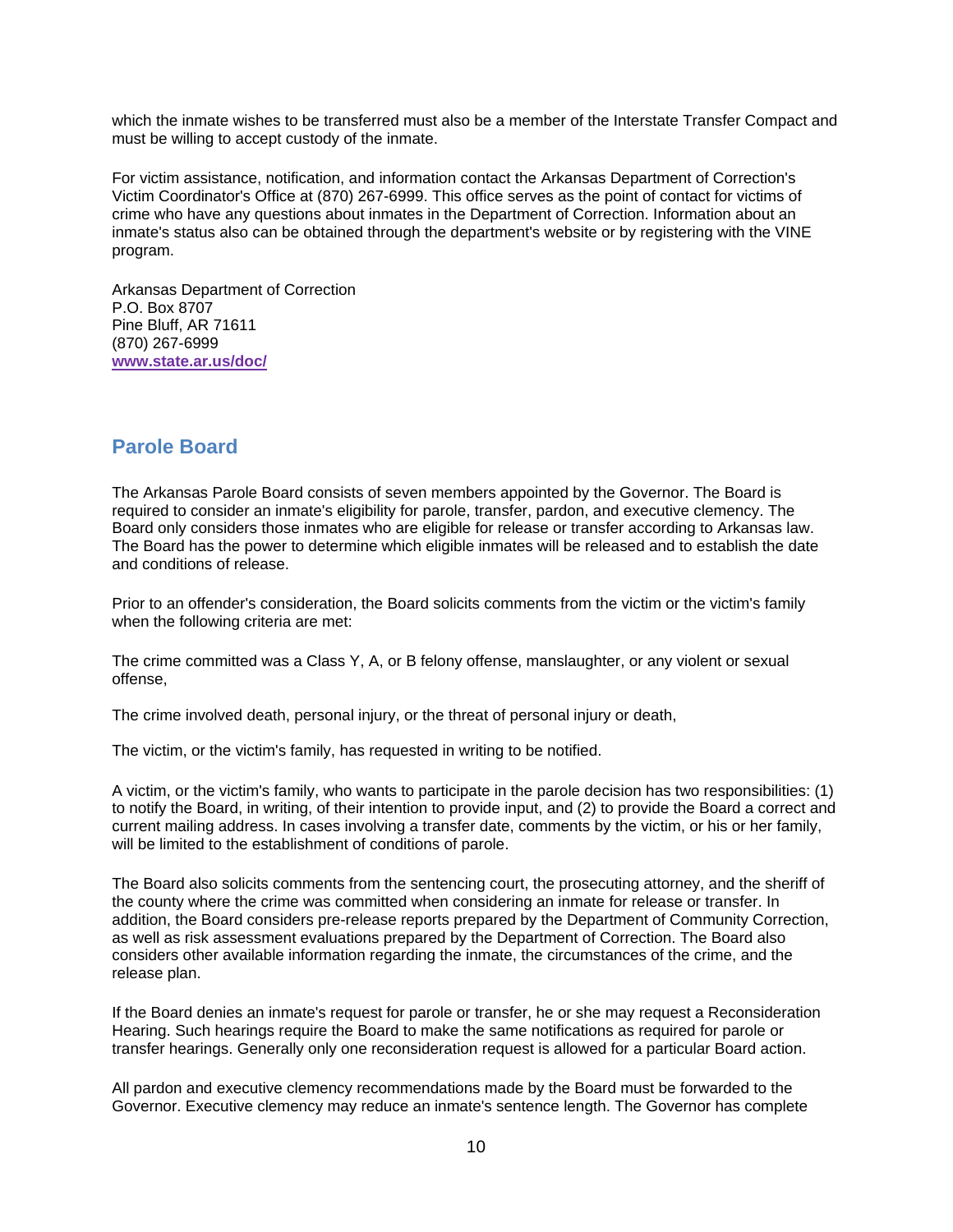which the inmate wishes to be transferred must also be a member of the Interstate Transfer Compact and must be willing to accept custody of the inmate.

For victim assistance, notification, and information contact the Arkansas Department of Correction's Victim Coordinator's Office at (870) 267-6999. This office serves as the point of contact for victims of crime who have any questions about inmates in the Department of Correction. Information about an inmate's status also can be obtained through the department's website or by registering with the VINE program.

Arkansas Department of Correction
P.O. Box 8707
Pine Bluff, AR 71611
(870) 267-6999
[www.state.ar.us/doc/](www.state.ar.us/doc/)

## Parole Board

The Arkansas Parole Board consists of seven members appointed by the Governor. The Board is required to consider an inmate's eligibility for parole, transfer, pardon, and executive clemency. The Board only considers those inmates who are eligible for release or transfer according to Arkansas law. The Board has the power to determine which eligible inmates will be released and to establish the date and conditions of release.

Prior to an offender's consideration, the Board solicits comments from the victim or the victim's family when the following criteria are met:

The crime committed was a Class Y, A, or B felony offense, manslaughter, or any violent or sexual offense,

The crime involved death, personal injury, or the threat of personal injury or death,

The victim, or the victim's family, has requested in writing to be notified.

A victim, or the victim's family, who wants to participate in the parole decision has two responsibilities: (1) to notify the Board, in writing, of their intention to provide input, and (2) to provide the Board a correct and current mailing address. In cases involving a transfer date, comments by the victim, or his or her family, will be limited to the establishment of conditions of parole.

The Board also solicits comments from the sentencing court, the prosecuting attorney, and the sheriff of the county where the crime was committed when considering an inmate for release or transfer. In addition, the Board considers pre-release reports prepared by the Department of Community Correction, as well as risk assessment evaluations prepared by the Department of Correction. The Board also considers other available information regarding the inmate, the circumstances of the crime, and the release plan.

If the Board denies an inmate's request for parole or transfer, he or she may request a Reconsideration Hearing. Such hearings require the Board to make the same notifications as required for parole or transfer hearings. Generally only one reconsideration request is allowed for a particular Board action.

All pardon and executive clemency recommendations made by the Board must be forwarded to the Governor. Executive clemency may reduce an inmate's sentence length. The Governor has complete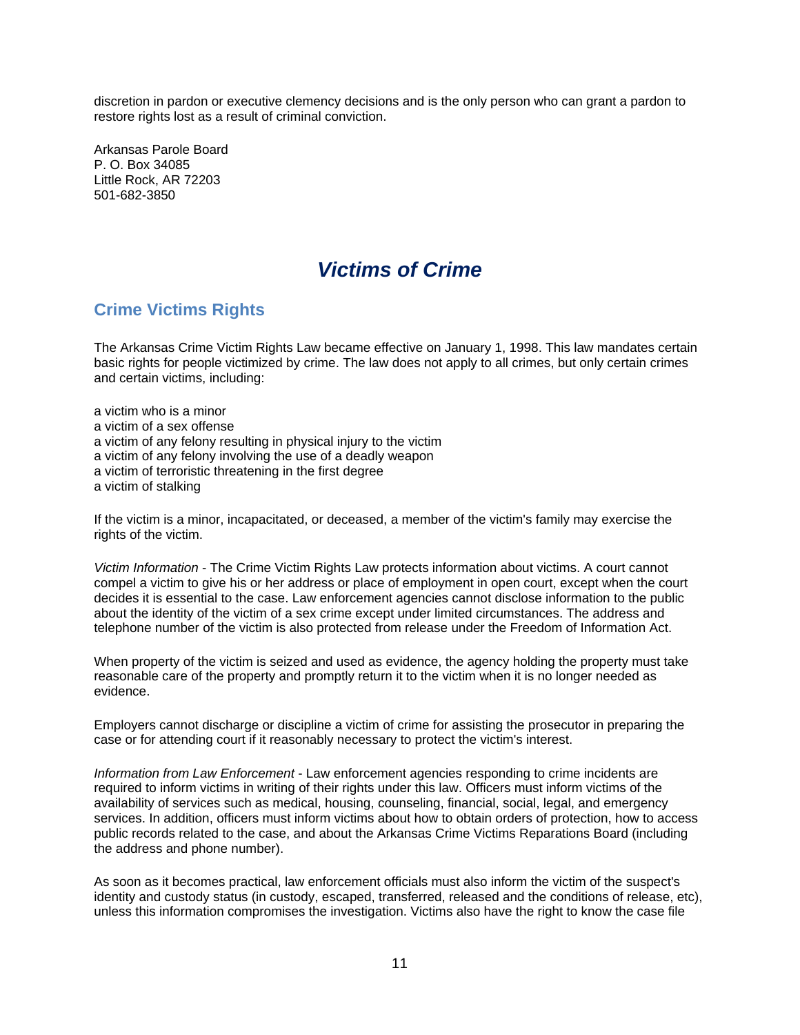discretion in pardon or executive clemency decisions and is the only person who can grant a pardon to restore rights lost as a result of criminal conviction.

Arkansas Parole Board
P. O. Box 34085
Little Rock, AR 72203
501-682-3850

# *Victims of Crime*

## Crime Victims Rights

The Arkansas Crime Victim Rights Law became effective on January 1, 1998. This law mandates certain basic rights for people victimized by crime. The law does not apply to all crimes, but only certain crimes and certain victims, including:

a victim who is a minor
a victim of a sex offense
a victim of any felony resulting in physical injury to the victim
a victim of any felony involving the use of a deadly weapon
a victim of terroristic threatening in the first degree
a victim of stalking

If the victim is a minor, incapacitated, or deceased, a member of the victim's family may exercise the rights of the victim.

*Victim Information* - The Crime Victim Rights Law protects information about victims. A court cannot compel a victim to give his or her address or place of employment in open court, except when the court decides it is essential to the case. Law enforcement agencies cannot disclose information to the public about the identity of the victim of a sex crime except under limited circumstances. The address and telephone number of the victim is also protected from release under the Freedom of Information Act.

When property of the victim is seized and used as evidence, the agency holding the property must take reasonable care of the property and promptly return it to the victim when it is no longer needed as evidence.

Employers cannot discharge or discipline a victim of crime for assisting the prosecutor in preparing the case or for attending court if it reasonably necessary to protect the victim's interest.

*Information from Law Enforcement* - Law enforcement agencies responding to crime incidents are required to inform victims in writing of their rights under this law. Officers must inform victims of the availability of services such as medical, housing, counseling, financial, social, legal, and emergency services. In addition, officers must inform victims about how to obtain orders of protection, how to access public records related to the case, and about the Arkansas Crime Victims Reparations Board (including the address and phone number).

As soon as it becomes practical, law enforcement officials must also inform the victim of the suspect's identity and custody status (in custody, escaped, transferred, released and the conditions of release, etc), unless this information compromises the investigation. Victims also have the right to know the case file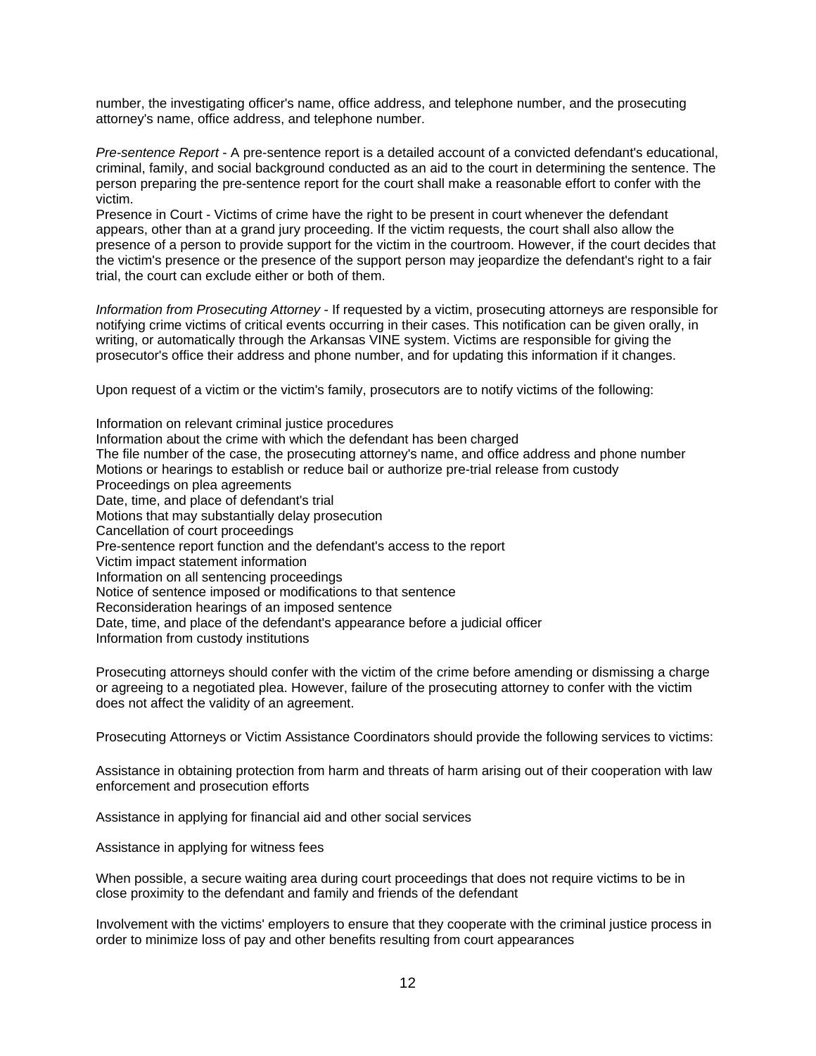number, the investigating officer's name, office address, and telephone number, and the prosecuting attorney's name, office address, and telephone number.

*Pre-sentence Report* - A pre-sentence report is a detailed account of a convicted defendant's educational, criminal, family, and social background conducted as an aid to the court in determining the sentence. The person preparing the pre-sentence report for the court shall make a reasonable effort to confer with the victim.
Presence in Court - Victims of crime have the right to be present in court whenever the defendant appears, other than at a grand jury proceeding. If the victim requests, the court shall also allow the presence of a person to provide support for the victim in the courtroom. However, if the court decides that the victim's presence or the presence of the support person may jeopardize the defendant's right to a fair trial, the court can exclude either or both of them.

*Information from Prosecuting Attorney* - If requested by a victim, prosecuting attorneys are responsible for notifying crime victims of critical events occurring in their cases. This notification can be given orally, in writing, or automatically through the Arkansas VINE system. Victims are responsible for giving the prosecutor's office their address and phone number, and for updating this information if it changes.

Upon request of a victim or the victim's family, prosecutors are to notify victims of the following:

Information on relevant criminal justice procedures
Information about the crime with which the defendant has been charged
The file number of the case, the prosecuting attorney's name, and office address and phone number
Motions or hearings to establish or reduce bail or authorize pre-trial release from custody
Proceedings on plea agreements
Date, time, and place of defendant's trial
Motions that may substantially delay prosecution
Cancellation of court proceedings
Pre-sentence report function and the defendant's access to the report
Victim impact statement information
Information on all sentencing proceedings
Notice of sentence imposed or modifications to that sentence
Reconsideration hearings of an imposed sentence
Date, time, and place of the defendant's appearance before a judicial officer
Information from custody institutions

Prosecuting attorneys should confer with the victim of the crime before amending or dismissing a charge or agreeing to a negotiated plea. However, failure of the prosecuting attorney to confer with the victim does not affect the validity of an agreement.

Prosecuting Attorneys or Victim Assistance Coordinators should provide the following services to victims:

Assistance in obtaining protection from harm and threats of harm arising out of their cooperation with law enforcement and prosecution efforts

Assistance in applying for financial aid and other social services

Assistance in applying for witness fees

When possible, a secure waiting area during court proceedings that does not require victims to be in close proximity to the defendant and family and friends of the defendant

Involvement with the victims' employers to ensure that they cooperate with the criminal justice process in order to minimize loss of pay and other benefits resulting from court appearances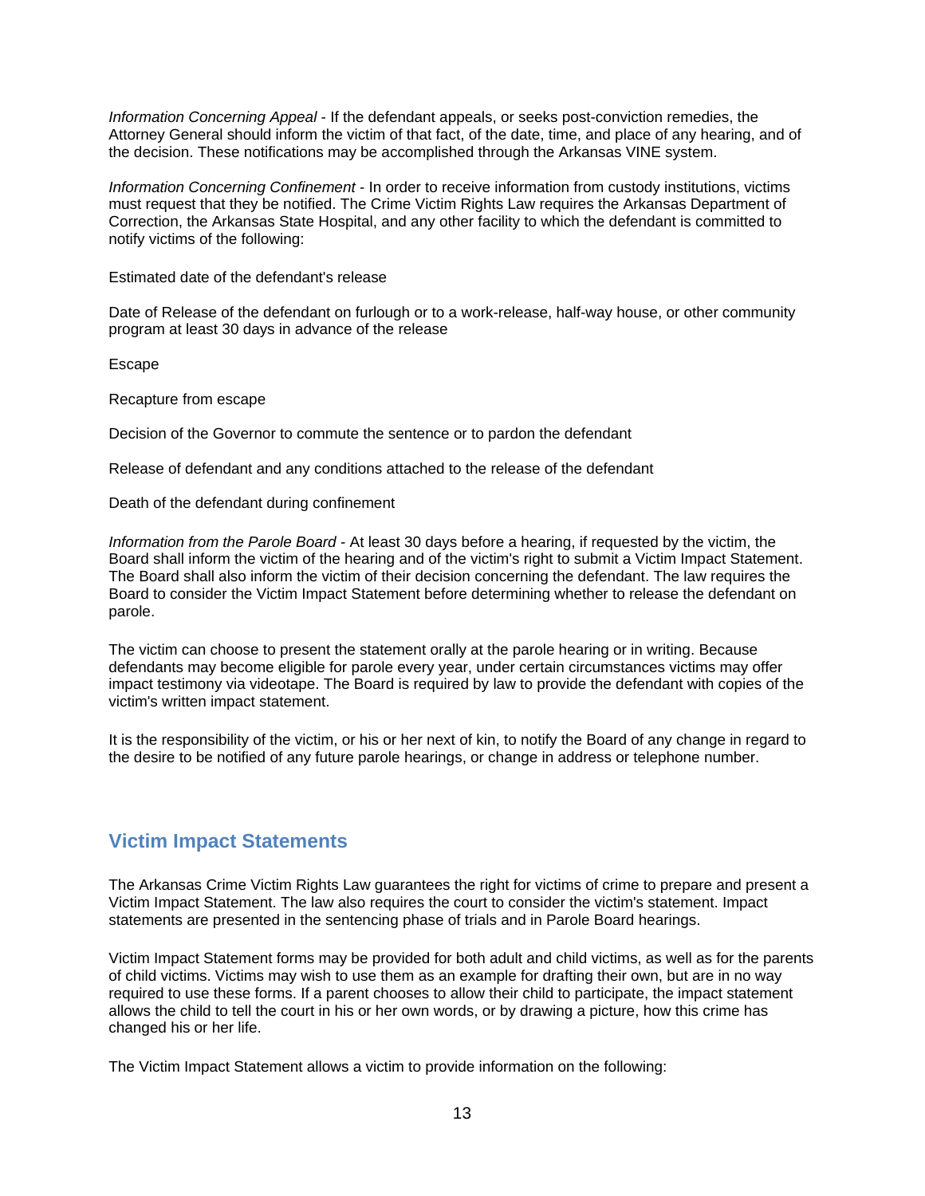*Information Concerning Appeal* - If the defendant appeals, or seeks post-conviction remedies, the Attorney General should inform the victim of that fact, of the date, time, and place of any hearing, and of the decision. These notifications may be accomplished through the Arkansas VINE system.

*Information Concerning Confinement* - In order to receive information from custody institutions, victims must request that they be notified. The Crime Victim Rights Law requires the Arkansas Department of Correction, the Arkansas State Hospital, and any other facility to which the defendant is committed to notify victims of the following:

Estimated date of the defendant's release

Date of Release of the defendant on furlough or to a work-release, half-way house, or other community program at least 30 days in advance of the release

Escape

Recapture from escape

Decision of the Governor to commute the sentence or to pardon the defendant

Release of defendant and any conditions attached to the release of the defendant

Death of the defendant during confinement

*Information from the Parole Board* - At least 30 days before a hearing, if requested by the victim, the Board shall inform the victim of the hearing and of the victim's right to submit a Victim Impact Statement. The Board shall also inform the victim of their decision concerning the defendant. The law requires the Board to consider the Victim Impact Statement before determining whether to release the defendant on parole.

The victim can choose to present the statement orally at the parole hearing or in writing. Because defendants may become eligible for parole every year, under certain circumstances victims may offer impact testimony via videotape. The Board is required by law to provide the defendant with copies of the victim's written impact statement.

It is the responsibility of the victim, or his or her next of kin, to notify the Board of any change in regard to the desire to be notified of any future parole hearings, or change in address or telephone number.

## Victim Impact Statements

The Arkansas Crime Victim Rights Law guarantees the right for victims of crime to prepare and present a Victim Impact Statement. The law also requires the court to consider the victim's statement. Impact statements are presented in the sentencing phase of trials and in Parole Board hearings.

Victim Impact Statement forms may be provided for both adult and child victims, as well as for the parents of child victims. Victims may wish to use them as an example for drafting their own, but are in no way required to use these forms. If a parent chooses to allow their child to participate, the impact statement allows the child to tell the court in his or her own words, or by drawing a picture, how this crime has changed his or her life.

The Victim Impact Statement allows a victim to provide information on the following: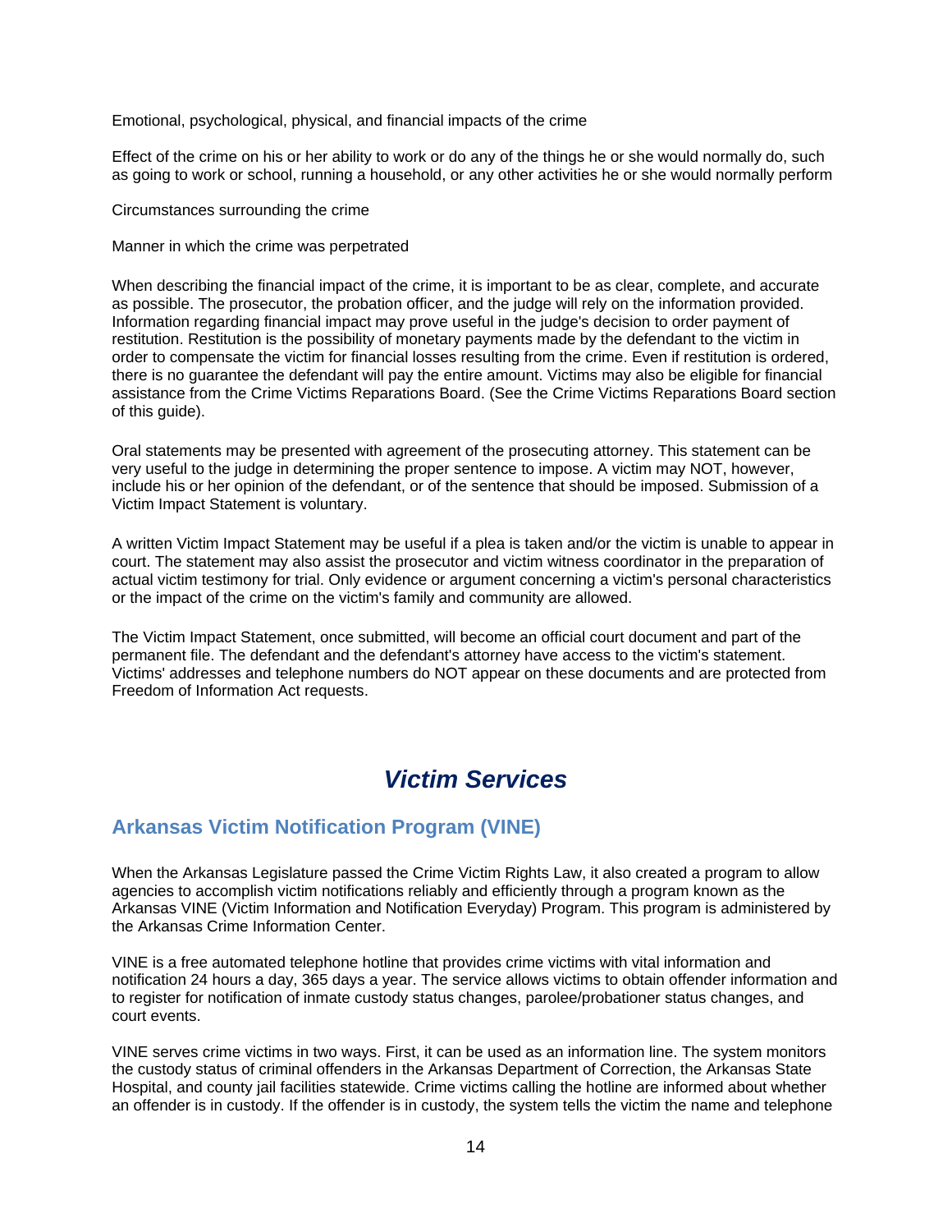Emotional, psychological, physical, and financial impacts of the crime

Effect of the crime on his or her ability to work or do any of the things he or she would normally do, such as going to work or school, running a household, or any other activities he or she would normally perform

Circumstances surrounding the crime

Manner in which the crime was perpetrated

When describing the financial impact of the crime, it is important to be as clear, complete, and accurate as possible. The prosecutor, the probation officer, and the judge will rely on the information provided. Information regarding financial impact may prove useful in the judge's decision to order payment of restitution. Restitution is the possibility of monetary payments made by the defendant to the victim in order to compensate the victim for financial losses resulting from the crime. Even if restitution is ordered, there is no guarantee the defendant will pay the entire amount. Victims may also be eligible for financial assistance from the Crime Victims Reparations Board. (See the Crime Victims Reparations Board section of this guide).

Oral statements may be presented with agreement of the prosecuting attorney. This statement can be very useful to the judge in determining the proper sentence to impose. A victim may NOT, however, include his or her opinion of the defendant, or of the sentence that should be imposed. Submission of a Victim Impact Statement is voluntary.

A written Victim Impact Statement may be useful if a plea is taken and/or the victim is unable to appear in court. The statement may also assist the prosecutor and victim witness coordinator in the preparation of actual victim testimony for trial. Only evidence or argument concerning a victim's personal characteristics or the impact of the crime on the victim's family and community are allowed.

The Victim Impact Statement, once submitted, will become an official court document and part of the permanent file. The defendant and the defendant's attorney have access to the victim's statement. Victims' addresses and telephone numbers do NOT appear on these documents and are protected from Freedom of Information Act requests.

# *Victim Services*

## Arkansas Victim Notification Program (VINE)

When the Arkansas Legislature passed the Crime Victim Rights Law, it also created a program to allow agencies to accomplish victim notifications reliably and efficiently through a program known as the Arkansas VINE (Victim Information and Notification Everyday) Program. This program is administered by the Arkansas Crime Information Center.

VINE is a free automated telephone hotline that provides crime victims with vital information and notification 24 hours a day, 365 days a year. The service allows victims to obtain offender information and to register for notification of inmate custody status changes, parolee/probationer status changes, and court events.

VINE serves crime victims in two ways. First, it can be used as an information line. The system monitors the custody status of criminal offenders in the Arkansas Department of Correction, the Arkansas State Hospital, and county jail facilities statewide. Crime victims calling the hotline are informed about whether an offender is in custody. If the offender is in custody, the system tells the victim the name and telephone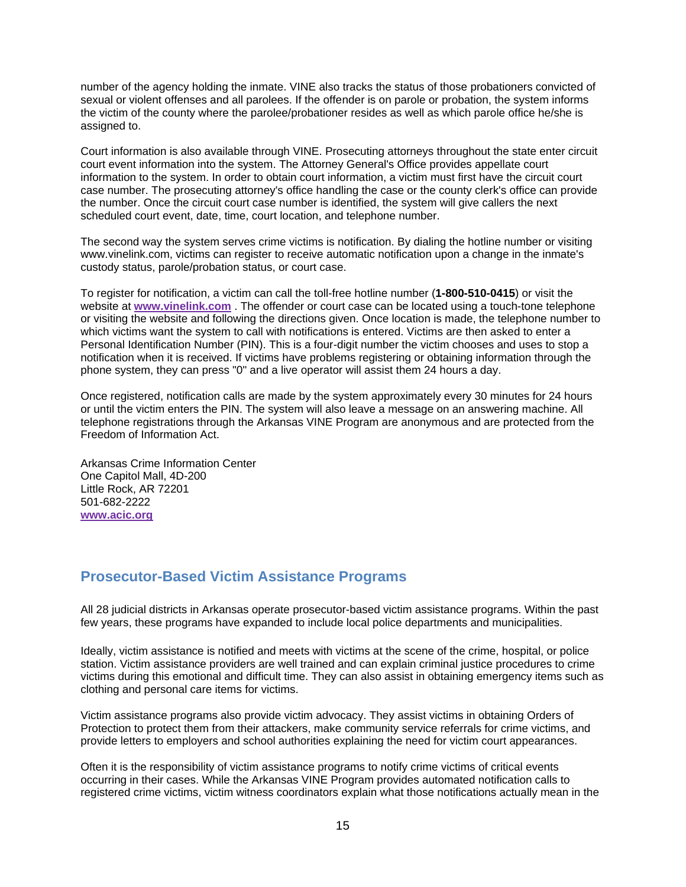number of the agency holding the inmate. VINE also tracks the status of those probationers convicted of sexual or violent offenses and all parolees. If the offender is on parole or probation, the system informs the victim of the county where the parolee/probationer resides as well as which parole office he/she is assigned to.

Court information is also available through VINE. Prosecuting attorneys throughout the state enter circuit court event information into the system. The Attorney General's Office provides appellate court information to the system. In order to obtain court information, a victim must first have the circuit court case number. The prosecuting attorney's office handling the case or the county clerk's office can provide the number. Once the circuit court case number is identified, the system will give callers the next scheduled court event, date, time, court location, and telephone number.

The second way the system serves crime victims is notification. By dialing the hotline number or visiting www.vinelink.com, victims can register to receive automatic notification upon a change in the inmate's custody status, parole/probation status, or court case.

To register for notification, a victim can call the toll-free hotline number (**1-800-510-0415**) or visit the website at **www.vinelink.com** . The offender or court case can be located using a touch-tone telephone or visiting the website and following the directions given. Once location is made, the telephone number to which victims want the system to call with notifications is entered. Victims are then asked to enter a Personal Identification Number (PIN). This is a four-digit number the victim chooses and uses to stop a notification when it is received. If victims have problems registering or obtaining information through the phone system, they can press "0" and a live operator will assist them 24 hours a day.

Once registered, notification calls are made by the system approximately every 30 minutes for 24 hours or until the victim enters the PIN. The system will also leave a message on an answering machine. All telephone registrations through the Arkansas VINE Program are anonymous and are protected from the Freedom of Information Act.

Arkansas Crime Information Center  
One Capitol Mall, 4D-200  
Little Rock, AR 72201  
501-682-2222  
**www.acic.org**

## Prosecutor-Based Victim Assistance Programs

All 28 judicial districts in Arkansas operate prosecutor-based victim assistance programs. Within the past few years, these programs have expanded to include local police departments and municipalities.

Ideally, victim assistance is notified and meets with victims at the scene of the crime, hospital, or police station. Victim assistance providers are well trained and can explain criminal justice procedures to crime victims during this emotional and difficult time. They can also assist in obtaining emergency items such as clothing and personal care items for victims.

Victim assistance programs also provide victim advocacy. They assist victims in obtaining Orders of Protection to protect them from their attackers, make community service referrals for crime victims, and provide letters to employers and school authorities explaining the need for victim court appearances.

Often it is the responsibility of victim assistance programs to notify crime victims of critical events occurring in their cases. While the Arkansas VINE Program provides automated notification calls to registered crime victims, victim witness coordinators explain what those notifications actually mean in the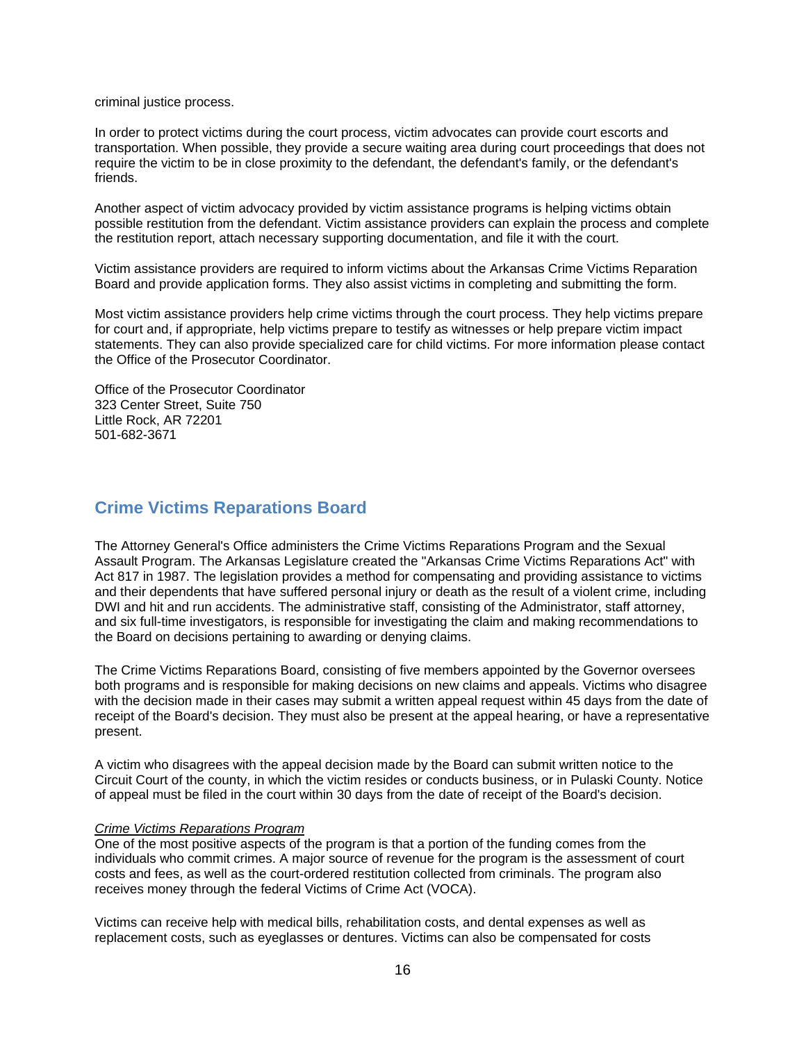criminal justice process.

In order to protect victims during the court process, victim advocates can provide court escorts and transportation. When possible, they provide a secure waiting area during court proceedings that does not require the victim to be in close proximity to the defendant, the defendant's family, or the defendant's friends.

Another aspect of victim advocacy provided by victim assistance programs is helping victims obtain possible restitution from the defendant. Victim assistance providers can explain the process and complete the restitution report, attach necessary supporting documentation, and file it with the court.

Victim assistance providers are required to inform victims about the Arkansas Crime Victims Reparation Board and provide application forms. They also assist victims in completing and submitting the form.

Most victim assistance providers help crime victims through the court process. They help victims prepare for court and, if appropriate, help victims prepare to testify as witnesses or help prepare victim impact statements. They can also provide specialized care for child victims. For more information please contact the Office of the Prosecutor Coordinator.

Office of the Prosecutor Coordinator
323 Center Street, Suite 750
Little Rock, AR 72201
501-682-3671

## Crime Victims Reparations Board

The Attorney General's Office administers the Crime Victims Reparations Program and the Sexual Assault Program. The Arkansas Legislature created the "Arkansas Crime Victims Reparations Act" with Act 817 in 1987. The legislation provides a method for compensating and providing assistance to victims and their dependents that have suffered personal injury or death as the result of a violent crime, including DWI and hit and run accidents. The administrative staff, consisting of the Administrator, staff attorney, and six full-time investigators, is responsible for investigating the claim and making recommendations to the Board on decisions pertaining to awarding or denying claims.

The Crime Victims Reparations Board, consisting of five members appointed by the Governor oversees both programs and is responsible for making decisions on new claims and appeals. Victims who disagree with the decision made in their cases may submit a written appeal request within 45 days from the date of receipt of the Board's decision. They must also be present at the appeal hearing, or have a representative present.

A victim who disagrees with the appeal decision made by the Board can submit written notice to the Circuit Court of the county, in which the victim resides or conducts business, or in Pulaski County. Notice of appeal must be filed in the court within 30 days from the date of receipt of the Board's decision.

*Crime Victims Reparations Program*

One of the most positive aspects of the program is that a portion of the funding comes from the individuals who commit crimes. A major source of revenue for the program is the assessment of court costs and fees, as well as the court-ordered restitution collected from criminals. The program also receives money through the federal Victims of Crime Act (VOCA).

Victims can receive help with medical bills, rehabilitation costs, and dental expenses as well as replacement costs, such as eyeglasses or dentures. Victims can also be compensated for costs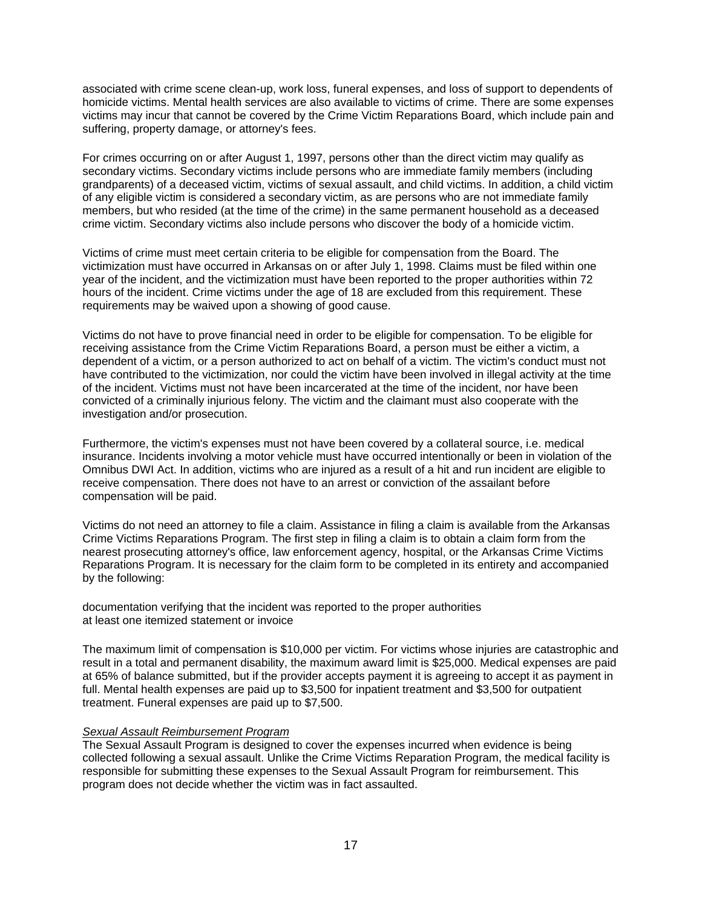associated with crime scene clean-up, work loss, funeral expenses, and loss of support to dependents of homicide victims. Mental health services are also available to victims of crime. There are some expenses victims may incur that cannot be covered by the Crime Victim Reparations Board, which include pain and suffering, property damage, or attorney's fees.

For crimes occurring on or after August 1, 1997, persons other than the direct victim may qualify as secondary victims. Secondary victims include persons who are immediate family members (including grandparents) of a deceased victim, victims of sexual assault, and child victims. In addition, a child victim of any eligible victim is considered a secondary victim, as are persons who are not immediate family members, but who resided (at the time of the crime) in the same permanent household as a deceased crime victim. Secondary victims also include persons who discover the body of a homicide victim.

Victims of crime must meet certain criteria to be eligible for compensation from the Board. The victimization must have occurred in Arkansas on or after July 1, 1998. Claims must be filed within one year of the incident, and the victimization must have been reported to the proper authorities within 72 hours of the incident. Crime victims under the age of 18 are excluded from this requirement. These requirements may be waived upon a showing of good cause.

Victims do not have to prove financial need in order to be eligible for compensation. To be eligible for receiving assistance from the Crime Victim Reparations Board, a person must be either a victim, a dependent of a victim, or a person authorized to act on behalf of a victim. The victim's conduct must not have contributed to the victimization, nor could the victim have been involved in illegal activity at the time of the incident. Victims must not have been incarcerated at the time of the incident, nor have been convicted of a criminally injurious felony. The victim and the claimant must also cooperate with the investigation and/or prosecution.

Furthermore, the victim's expenses must not have been covered by a collateral source, i.e. medical insurance. Incidents involving a motor vehicle must have occurred intentionally or been in violation of the Omnibus DWI Act. In addition, victims who are injured as a result of a hit and run incident are eligible to receive compensation. There does not have to an arrest or conviction of the assailant before compensation will be paid.

Victims do not need an attorney to file a claim. Assistance in filing a claim is available from the Arkansas Crime Victims Reparations Program. The first step in filing a claim is to obtain a claim form from the nearest prosecuting attorney's office, law enforcement agency, hospital, or the Arkansas Crime Victims Reparations Program. It is necessary for the claim form to be completed in its entirety and accompanied by the following:

documentation verifying that the incident was reported to the proper authorities
at least one itemized statement or invoice

The maximum limit of compensation is $10,000 per victim. For victims whose injuries are catastrophic and result in a total and permanent disability, the maximum award limit is $25,000. Medical expenses are paid at 65% of balance submitted, but if the provider accepts payment it is agreeing to accept it as payment in full. Mental health expenses are paid up to $3,500 for inpatient treatment and $3,500 for outpatient treatment. Funeral expenses are paid up to $7,500.

*Sexual Assault Reimbursement Program*

The Sexual Assault Program is designed to cover the expenses incurred when evidence is being collected following a sexual assault. Unlike the Crime Victims Reparation Program, the medical facility is responsible for submitting these expenses to the Sexual Assault Program for reimbursement. This program does not decide whether the victim was in fact assaulted.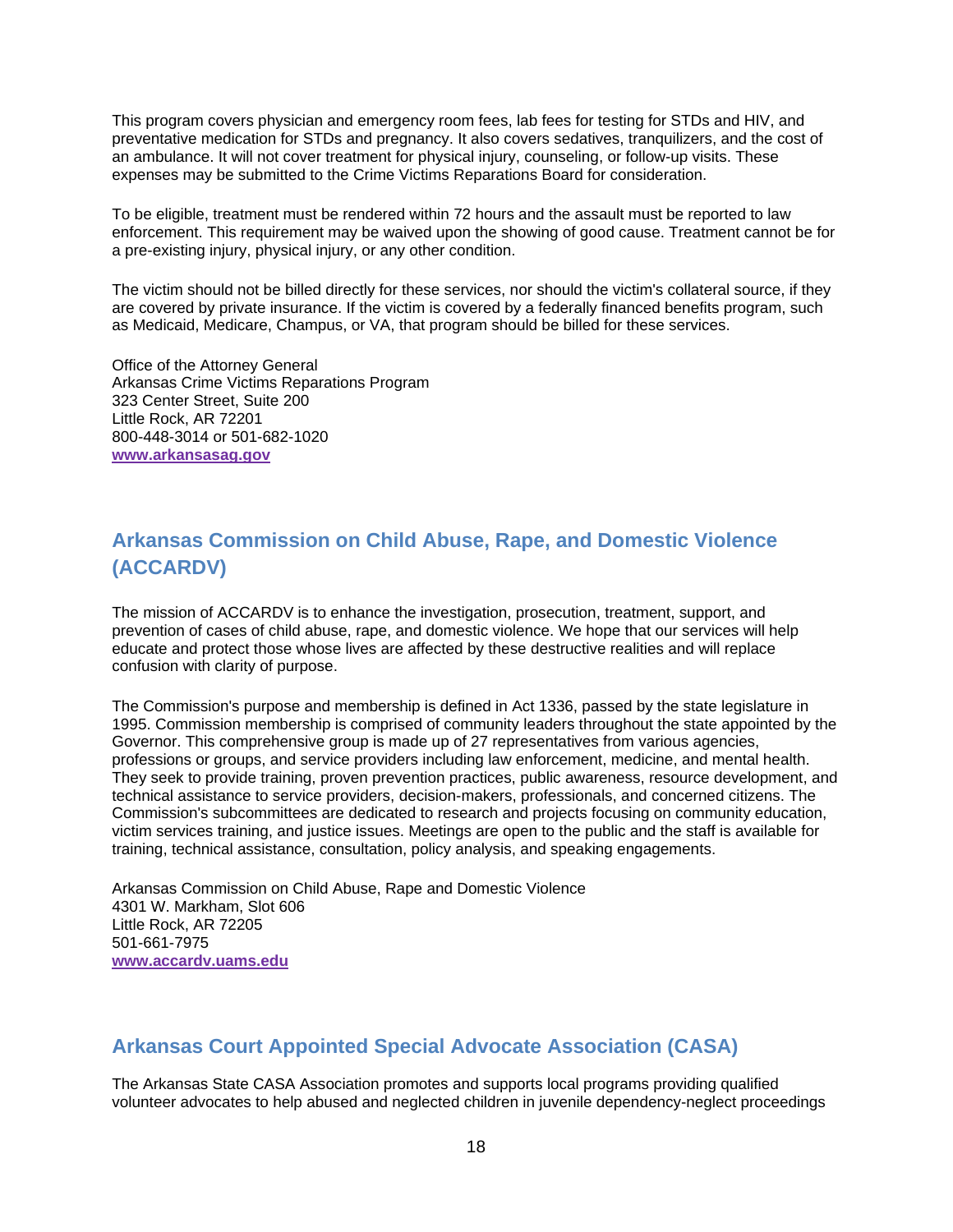This program covers physician and emergency room fees, lab fees for testing for STDs and HIV, and preventative medication for STDs and pregnancy. It also covers sedatives, tranquilizers, and the cost of an ambulance. It will not cover treatment for physical injury, counseling, or follow-up visits. These expenses may be submitted to the Crime Victims Reparations Board for consideration.

To be eligible, treatment must be rendered within 72 hours and the assault must be reported to law enforcement. This requirement may be waived upon the showing of good cause. Treatment cannot be for a pre-existing injury, physical injury, or any other condition.

The victim should not be billed directly for these services, nor should the victim's collateral source, if they are covered by private insurance. If the victim is covered by a federally financed benefits program, such as Medicaid, Medicare, Champus, or VA, that program should be billed for these services.

Office of the Attorney General
Arkansas Crime Victims Reparations Program
323 Center Street, Suite 200
Little Rock, AR 72201
800-448-3014 or 501-682-1020
**www.arkansasag.gov**

## Arkansas Commission on Child Abuse, Rape, and Domestic Violence (ACCARDV)

The mission of ACCARDV is to enhance the investigation, prosecution, treatment, support, and prevention of cases of child abuse, rape, and domestic violence. We hope that our services will help educate and protect those whose lives are affected by these destructive realities and will replace confusion with clarity of purpose.

The Commission's purpose and membership is defined in Act 1336, passed by the state legislature in 1995. Commission membership is comprised of community leaders throughout the state appointed by the Governor. This comprehensive group is made up of 27 representatives from various agencies, professions or groups, and service providers including law enforcement, medicine, and mental health. They seek to provide training, proven prevention practices, public awareness, resource development, and technical assistance to service providers, decision-makers, professionals, and concerned citizens. The Commission's subcommittees are dedicated to research and projects focusing on community education, victim services training, and justice issues. Meetings are open to the public and the staff is available for training, technical assistance, consultation, policy analysis, and speaking engagements.

Arkansas Commission on Child Abuse, Rape and Domestic Violence
4301 W. Markham, Slot 606
Little Rock, AR 72205
501-661-7975
**www.accardv.uams.edu**

## Arkansas Court Appointed Special Advocate Association (CASA)

The Arkansas State CASA Association promotes and supports local programs providing qualified volunteer advocates to help abused and neglected children in juvenile dependency-neglect proceedings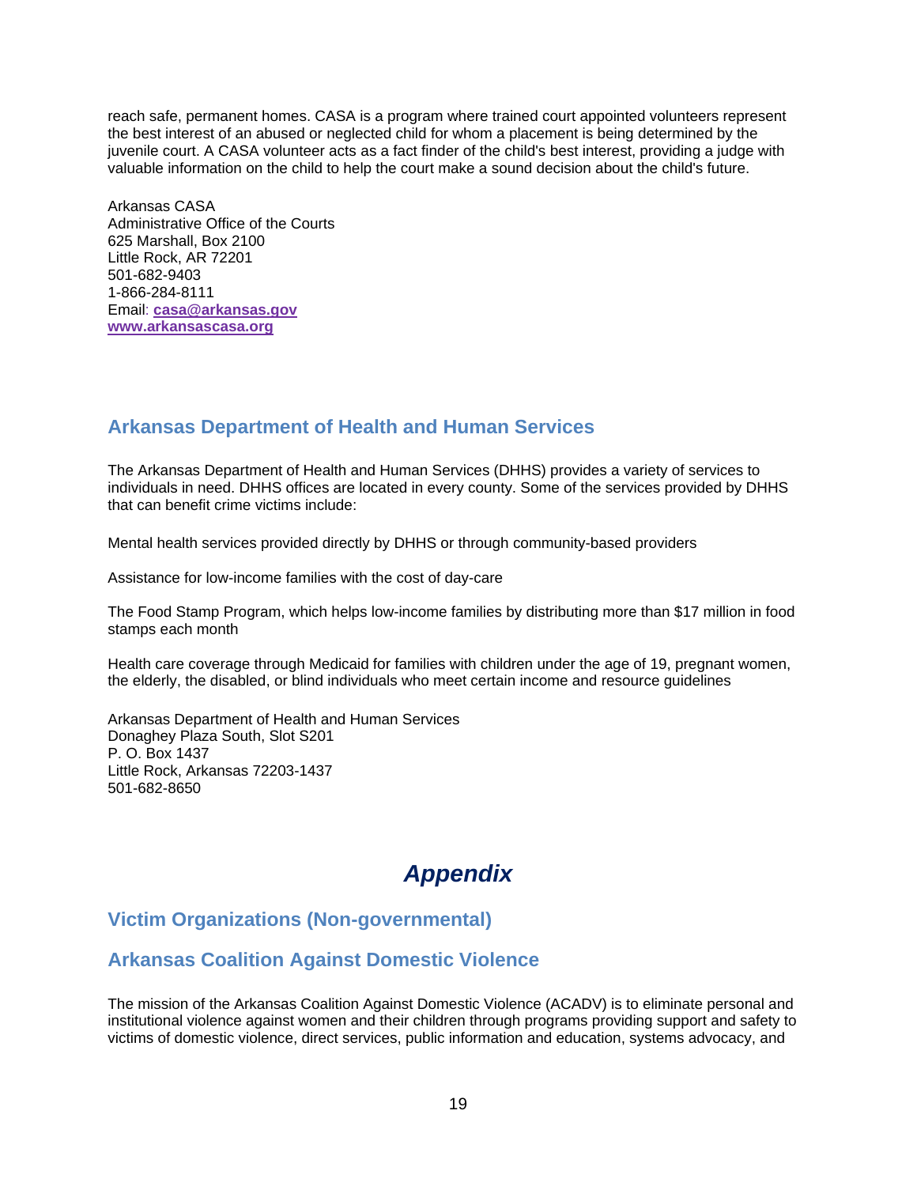reach safe, permanent homes. CASA is a program where trained court appointed volunteers represent the best interest of an abused or neglected child for whom a placement is being determined by the juvenile court. A CASA volunteer acts as a fact finder of the child's best interest, providing a judge with valuable information on the child to help the court make a sound decision about the child's future.

Arkansas CASA
Administrative Office of the Courts
625 Marshall, Box 2100
Little Rock, AR 72201
501-682-9403
1-866-284-8111
Email: **casa@arkansas.gov**
**www.arkansascasa.org**

## Arkansas Department of Health and Human Services

The Arkansas Department of Health and Human Services (DHHS) provides a variety of services to individuals in need. DHHS offices are located in every county. Some of the services provided by DHHS that can benefit crime victims include:

Mental health services provided directly by DHHS or through community-based providers

Assistance for low-income families with the cost of day-care

The Food Stamp Program, which helps low-income families by distributing more than $17 million in food stamps each month

Health care coverage through Medicaid for families with children under the age of 19, pregnant women, the elderly, the disabled, or blind individuals who meet certain income and resource guidelines

Arkansas Department of Health and Human Services
Donaghey Plaza South, Slot S201
P. O. Box 1437
Little Rock, Arkansas 72203-1437
501-682-8650

# *Appendix*

## Victim Organizations (Non-governmental)

## Arkansas Coalition Against Domestic Violence

The mission of the Arkansas Coalition Against Domestic Violence (ACADV) is to eliminate personal and institutional violence against women and their children through programs providing support and safety to victims of domestic violence, direct services, public information and education, systems advocacy, and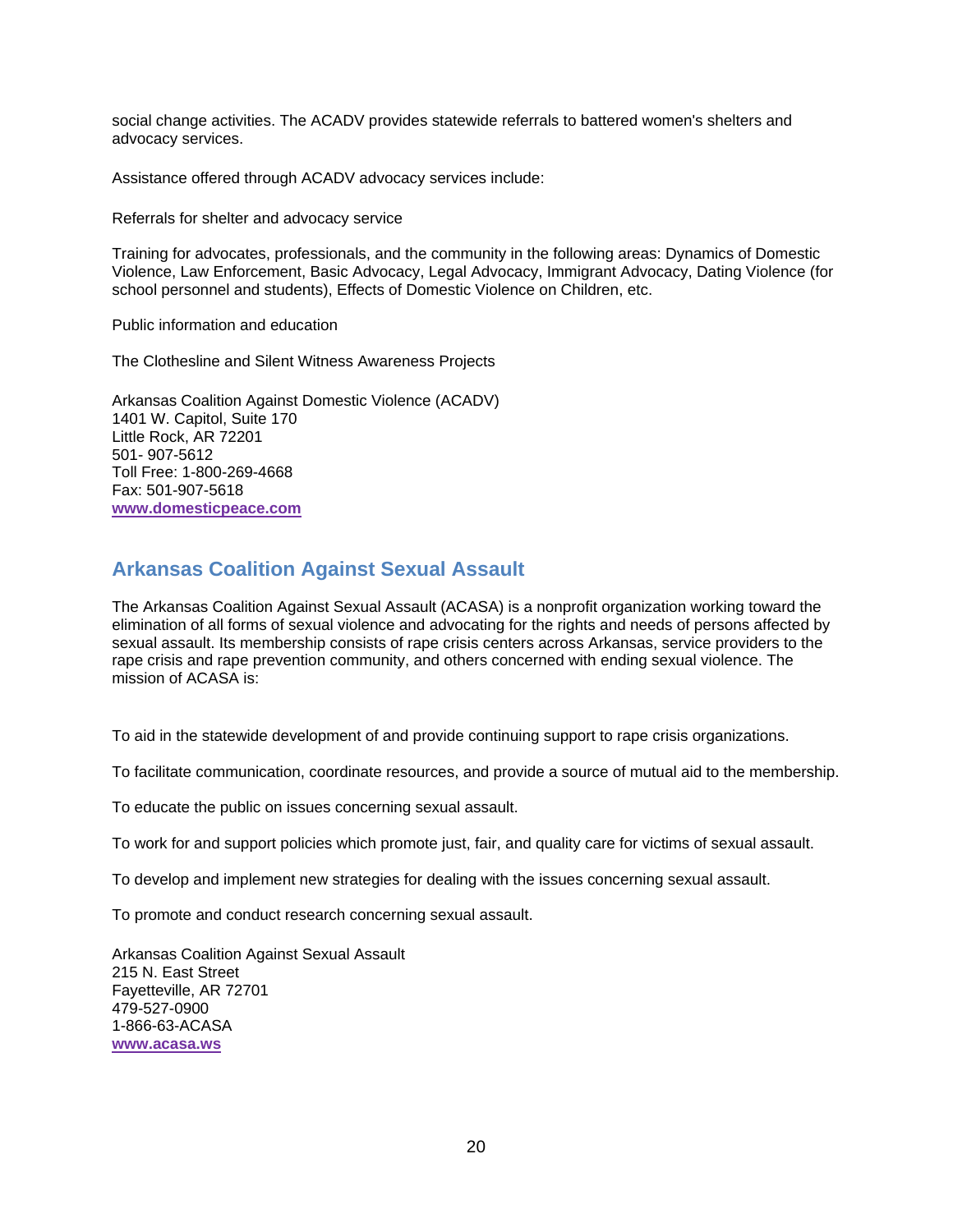social change activities. The ACADV provides statewide referrals to battered women's shelters and advocacy services.

Assistance offered through ACADV advocacy services include:

Referrals for shelter and advocacy service

Training for advocates, professionals, and the community in the following areas: Dynamics of Domestic Violence, Law Enforcement, Basic Advocacy, Legal Advocacy, Immigrant Advocacy, Dating Violence (for school personnel and students), Effects of Domestic Violence on Children, etc.

Public information and education

The Clothesline and Silent Witness Awareness Projects

Arkansas Coalition Against Domestic Violence (ACADV)
1401 W. Capitol, Suite 170
Little Rock, AR 72201
501- 907-5612
Toll Free: 1-800-269-4668
Fax: 501-907-5618
**www.domesticpeace.com**

## Arkansas Coalition Against Sexual Assault

The Arkansas Coalition Against Sexual Assault (ACASA) is a nonprofit organization working toward the elimination of all forms of sexual violence and advocating for the rights and needs of persons affected by sexual assault. Its membership consists of rape crisis centers across Arkansas, service providers to the rape crisis and rape prevention community, and others concerned with ending sexual violence. The mission of ACASA is:

To aid in the statewide development of and provide continuing support to rape crisis organizations.

To facilitate communication, coordinate resources, and provide a source of mutual aid to the membership.

To educate the public on issues concerning sexual assault.

To work for and support policies which promote just, fair, and quality care for victims of sexual assault.

To develop and implement new strategies for dealing with the issues concerning sexual assault.

To promote and conduct research concerning sexual assault.

Arkansas Coalition Against Sexual Assault
215 N. East Street
Fayetteville, AR 72701
479-527-0900
1-866-63-ACASA
**www.acasa.ws**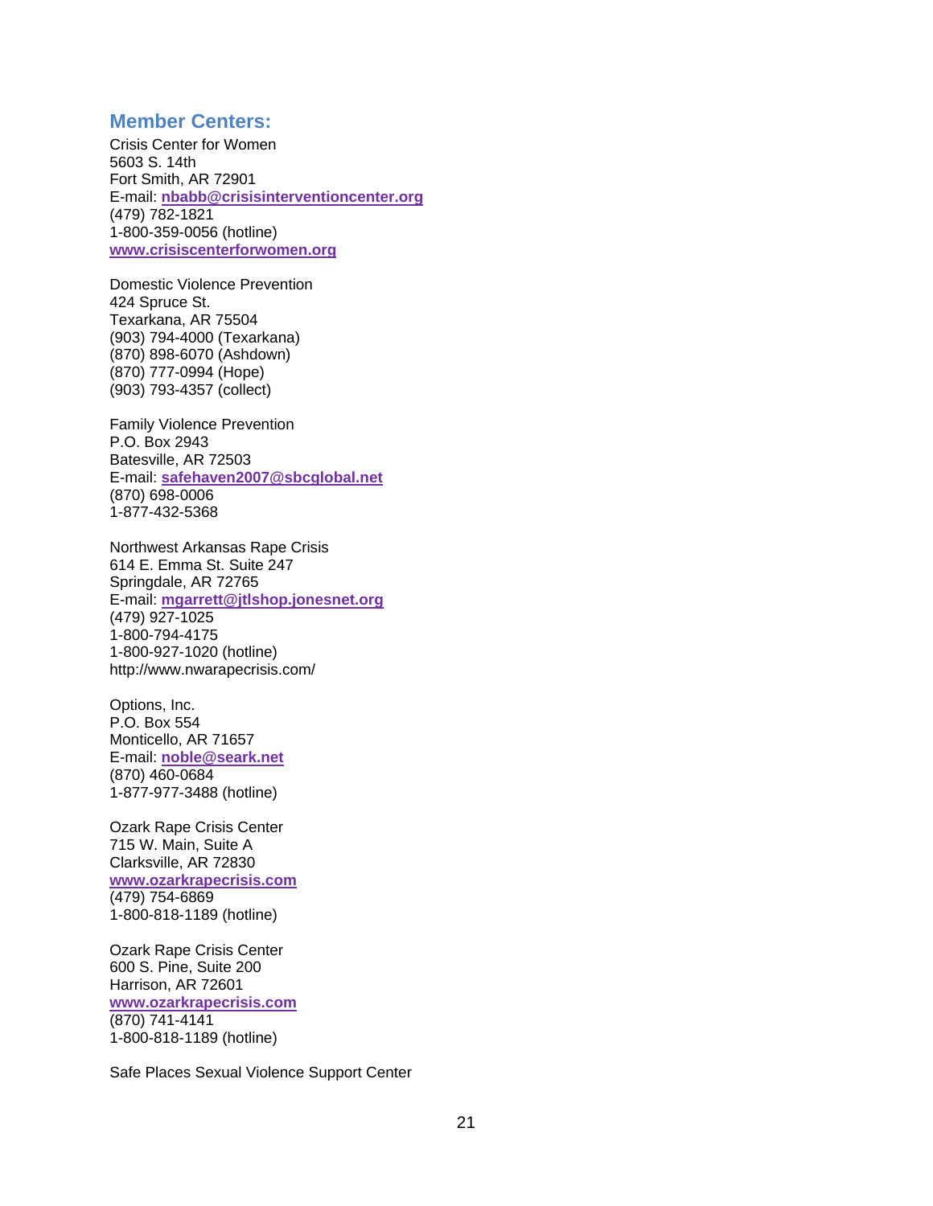## Member Centers:

Crisis Center for Women
5603 S. 14th
Fort Smith, AR 72901
E-mail: **nbabb@crisisinterventioncenter.org**
(479) 782-1821
1-800-359-0056 (hotline)
**www.crisiscenterforwomen.org**

Domestic Violence Prevention
424 Spruce St.
Texarkana, AR 75504
(903) 794-4000 (Texarkana)
(870) 898-6070 (Ashdown)
(870) 777-0994 (Hope)
(903) 793-4357 (collect)

Family Violence Prevention
P.O. Box 2943
Batesville, AR 72503
E-mail: **safehaven2007@sbcglobal.net**
(870) 698-0006
1-877-432-5368

Northwest Arkansas Rape Crisis
614 E. Emma St. Suite 247
Springdale, AR 72765
E-mail: **mgarrett@jtlshop.jonesnet.org**
(479) 927-1025
1-800-794-4175
1-800-927-1020 (hotline)
http://www.nwarapecrisis.com/

Options, Inc.
P.O. Box 554
Monticello, AR 71657
E-mail: **noble@seark.net**
(870) 460-0684
1-877-977-3488 (hotline)

Ozark Rape Crisis Center
715 W. Main, Suite A
Clarksville, AR 72830
**www.ozarkrapecrisis.com**
(479) 754-6869
1-800-818-1189 (hotline)

Ozark Rape Crisis Center
600 S. Pine, Suite 200
Harrison, AR 72601
**www.ozarkrapecrisis.com**
(870) 741-4141
1-800-818-1189 (hotline)

Safe Places Sexual Violence Support Center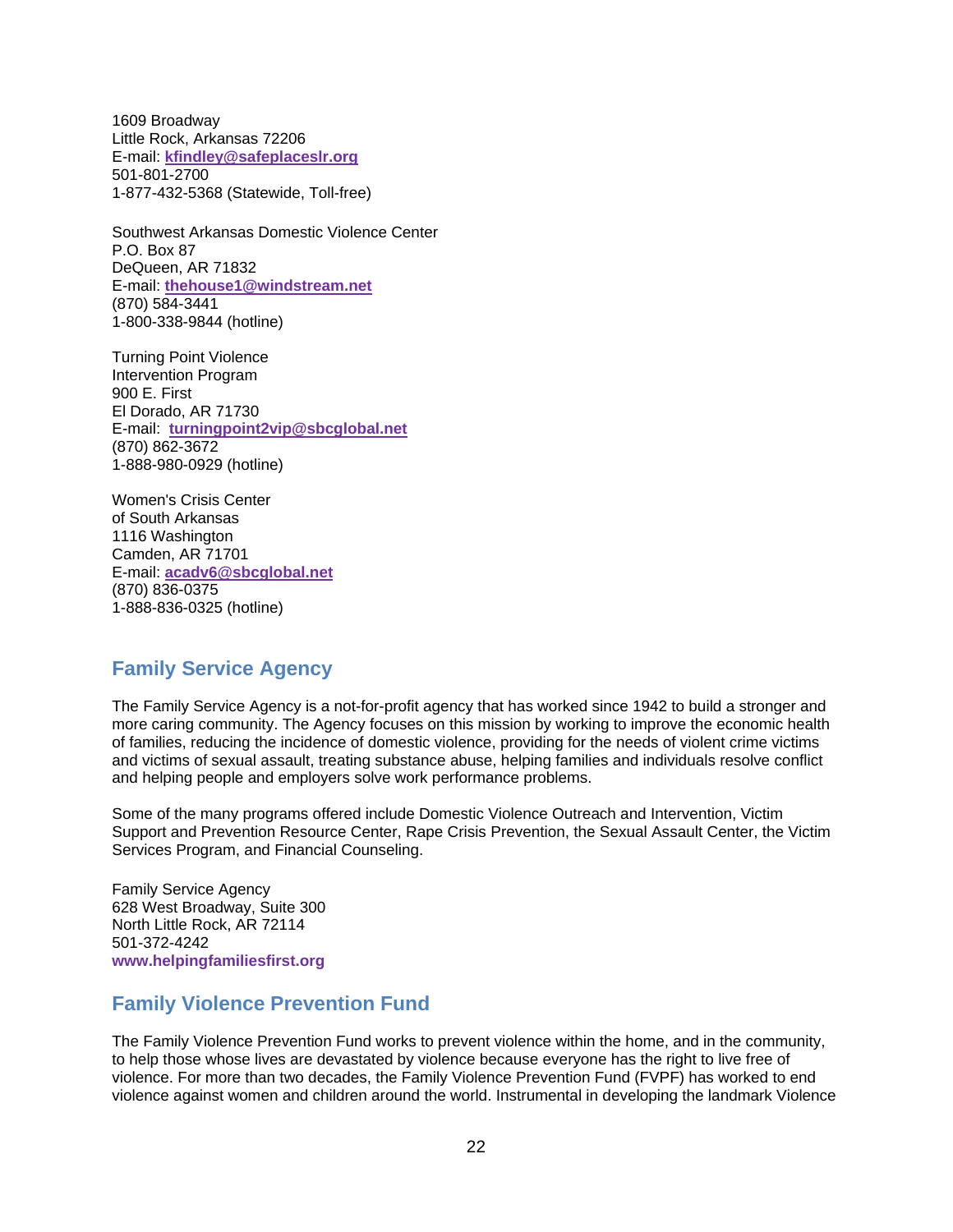1609 Broadway
Little Rock, Arkansas 72206
E-mail: **kfindley@safeplaceslr.org**
501-801-2700
1-877-432-5368 (Statewide, Toll-free)

Southwest Arkansas Domestic Violence Center
P.O. Box 87
DeQueen, AR 71832
E-mail: **thehouse1@windstream.net**
(870) 584-3441
1-800-338-9844 (hotline)

Turning Point Violence
Intervention Program
900 E. First
El Dorado, AR 71730
E-mail: **turningpoint2vip@sbcglobal.net**
(870) 862-3672
1-888-980-0929 (hotline)

Women's Crisis Center
of South Arkansas
1116 Washington
Camden, AR 71701
E-mail: **acadv6@sbcglobal.net**
(870) 836-0375
1-888-836-0325 (hotline)

## Family Service Agency

The Family Service Agency is a not-for-profit agency that has worked since 1942 to build a stronger and more caring community. The Agency focuses on this mission by working to improve the economic health of families, reducing the incidence of domestic violence, providing for the needs of violent crime victims and victims of sexual assault, treating substance abuse, helping families and individuals resolve conflict and helping people and employers solve work performance problems.

Some of the many programs offered include Domestic Violence Outreach and Intervention, Victim Support and Prevention Resource Center, Rape Crisis Prevention, the Sexual Assault Center, the Victim Services Program, and Financial Counseling.

Family Service Agency
628 West Broadway, Suite 300
North Little Rock, AR 72114
501-372-4242
**www.helpingfamiliesfirst.org**

## Family Violence Prevention Fund

The Family Violence Prevention Fund works to prevent violence within the home, and in the community, to help those whose lives are devastated by violence because everyone has the right to live free of violence. For more than two decades, the Family Violence Prevention Fund (FVPF) has worked to end violence against women and children around the world. Instrumental in developing the landmark Violence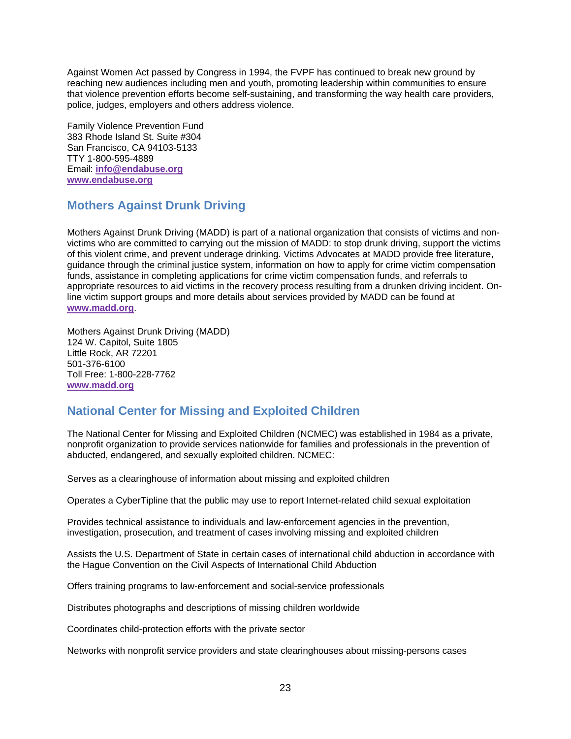Against Women Act passed by Congress in 1994, the FVPF has continued to break new ground by reaching new audiences including men and youth, promoting leadership within communities to ensure that violence prevention efforts become self-sustaining, and transforming the way health care providers, police, judges, employers and others address violence.

Family Violence Prevention Fund
383 Rhode Island St. Suite #304
San Francisco, CA 94103-5133
TTY 1-800-595-4889
Email: **info@endabuse.org**
**www.endabuse.org**

## Mothers Against Drunk Driving

Mothers Against Drunk Driving (MADD) is part of a national organization that consists of victims and non-victims who are committed to carrying out the mission of MADD: to stop drunk driving, support the victims of this violent crime, and prevent underage drinking. Victims Advocates at MADD provide free literature, guidance through the criminal justice system, information on how to apply for crime victim compensation funds, assistance in completing applications for crime victim compensation funds, and referrals to appropriate resources to aid victims in the recovery process resulting from a drunken driving incident. On-line victim support groups and more details about services provided by MADD can be found at **www.madd.org**.

Mothers Against Drunk Driving (MADD)
124 W. Capitol, Suite 1805
Little Rock, AR 72201
501-376-6100
Toll Free: 1-800-228-7762
**www.madd.org**

## National Center for Missing and Exploited Children

The National Center for Missing and Exploited Children (NCMEC) was established in 1984 as a private, nonprofit organization to provide services nationwide for families and professionals in the prevention of abducted, endangered, and sexually exploited children. NCMEC:

Serves as a clearinghouse of information about missing and exploited children

Operates a CyberTipline that the public may use to report Internet-related child sexual exploitation

Provides technical assistance to individuals and law-enforcement agencies in the prevention, investigation, prosecution, and treatment of cases involving missing and exploited children

Assists the U.S. Department of State in certain cases of international child abduction in accordance with the Hague Convention on the Civil Aspects of International Child Abduction

Offers training programs to law-enforcement and social-service professionals

Distributes photographs and descriptions of missing children worldwide

Coordinates child-protection efforts with the private sector

Networks with nonprofit service providers and state clearinghouses about missing-persons cases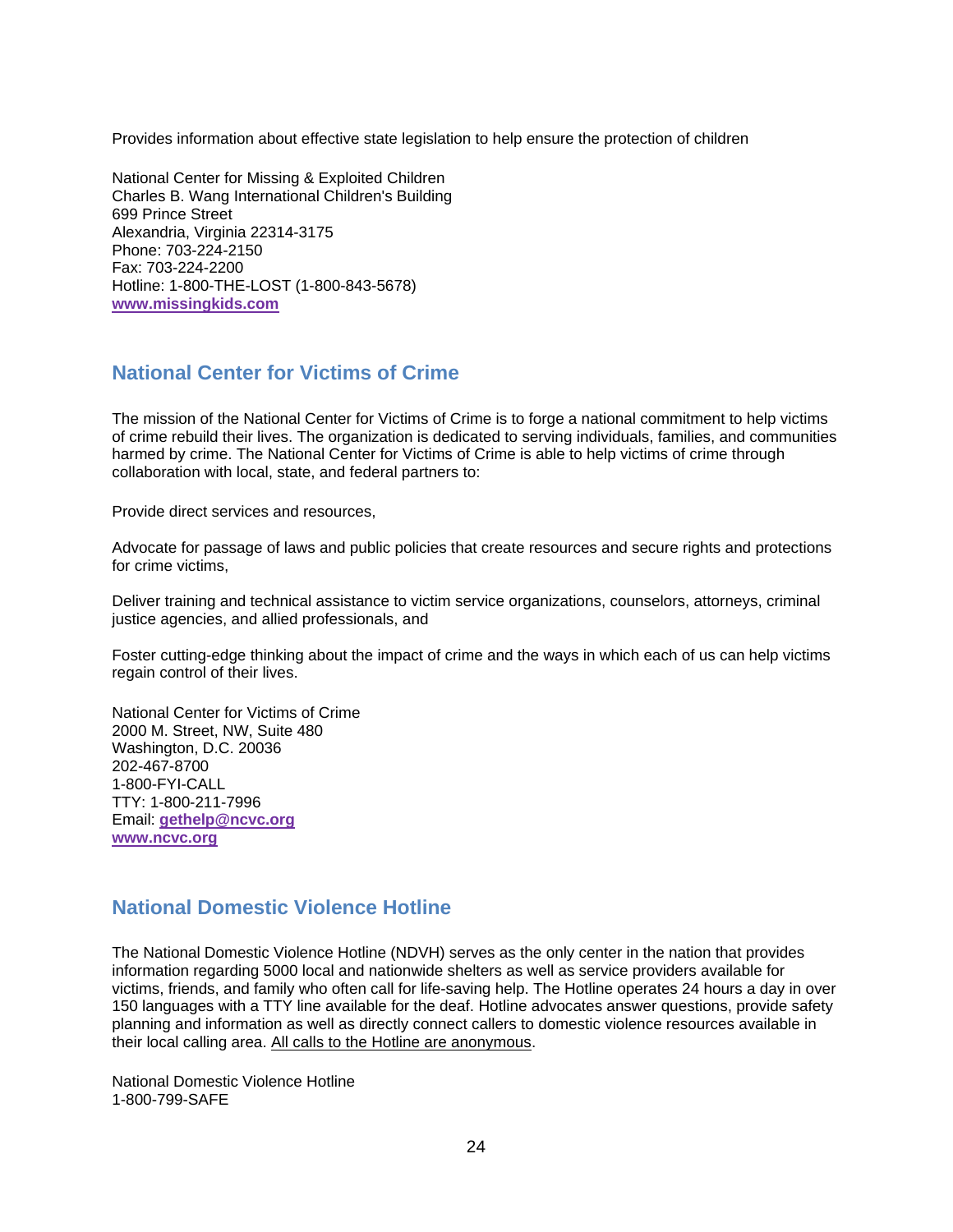Provides information about effective state legislation to help ensure the protection of children

National Center for Missing & Exploited Children
Charles B. Wang International Children's Building
699 Prince Street
Alexandria, Virginia 22314-3175
Phone: 703-224-2150
Fax: 703-224-2200
Hotline: 1-800-THE-LOST (1-800-843-5678)
**www.missingkids.com**

## National Center for Victims of Crime

The mission of the National Center for Victims of Crime is to forge a national commitment to help victims of crime rebuild their lives. The organization is dedicated to serving individuals, families, and communities harmed by crime. The National Center for Victims of Crime is able to help victims of crime through collaboration with local, state, and federal partners to:

Provide direct services and resources,

Advocate for passage of laws and public policies that create resources and secure rights and protections for crime victims,

Deliver training and technical assistance to victim service organizations, counselors, attorneys, criminal justice agencies, and allied professionals, and

Foster cutting-edge thinking about the impact of crime and the ways in which each of us can help victims regain control of their lives.

National Center for Victims of Crime
2000 M. Street, NW, Suite 480
Washington, D.C. 20036
202-467-8700
1-800-FYI-CALL
TTY: 1-800-211-7996
Email: **gethelp@ncvc.org**
**www.ncvc.org**

## National Domestic Violence Hotline

The National Domestic Violence Hotline (NDVH) serves as the only center in the nation that provides information regarding 5000 local and nationwide shelters as well as service providers available for victims, friends, and family who often call for life-saving help. The Hotline operates 24 hours a day in over 150 languages with a TTY line available for the deaf. Hotline advocates answer questions, provide safety planning and information as well as directly connect callers to domestic violence resources available in their local calling area. All calls to the Hotline are anonymous.

National Domestic Violence Hotline
1-800-799-SAFE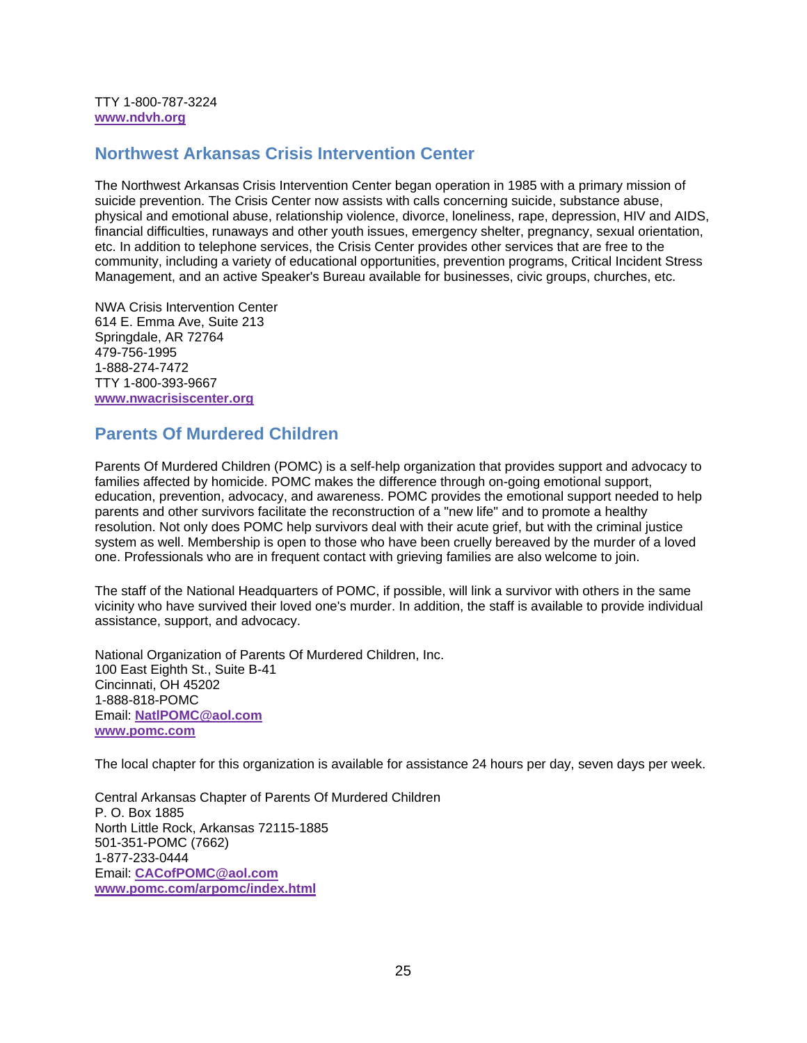TTY 1-800-787-3224
**www.ndvh.org**

## Northwest Arkansas Crisis Intervention Center

The Northwest Arkansas Crisis Intervention Center began operation in 1985 with a primary mission of suicide prevention. The Crisis Center now assists with calls concerning suicide, substance abuse, physical and emotional abuse, relationship violence, divorce, loneliness, rape, depression, HIV and AIDS, financial difficulties, runaways and other youth issues, emergency shelter, pregnancy, sexual orientation, etc. In addition to telephone services, the Crisis Center provides other services that are free to the community, including a variety of educational opportunities, prevention programs, Critical Incident Stress Management, and an active Speaker's Bureau available for businesses, civic groups, churches, etc.

NWA Crisis Intervention Center
614 E. Emma Ave, Suite 213
Springdale, AR 72764
479-756-1995
1-888-274-7472
TTY 1-800-393-9667
**www.nwacrisiscenter.org**

## Parents Of Murdered Children

Parents Of Murdered Children (POMC) is a self-help organization that provides support and advocacy to families affected by homicide. POMC makes the difference through on-going emotional support, education, prevention, advocacy, and awareness. POMC provides the emotional support needed to help parents and other survivors facilitate the reconstruction of a "new life" and to promote a healthy resolution. Not only does POMC help survivors deal with their acute grief, but with the criminal justice system as well. Membership is open to those who have been cruelly bereaved by the murder of a loved one. Professionals who are in frequent contact with grieving families are also welcome to join.

The staff of the National Headquarters of POMC, if possible, will link a survivor with others in the same vicinity who have survived their loved one's murder. In addition, the staff is available to provide individual assistance, support, and advocacy.

National Organization of Parents Of Murdered Children, Inc.
100 East Eighth St., Suite B-41
Cincinnati, OH 45202
1-888-818-POMC
Email: **NatlPOMC@aol.com**
**www.pomc.com**

The local chapter for this organization is available for assistance 24 hours per day, seven days per week.

Central Arkansas Chapter of Parents Of Murdered Children
P. O. Box 1885
North Little Rock, Arkansas 72115-1885
501-351-POMC (7662)
1-877-233-0444
Email: **CACofPOMC@aol.com**
**www.pomc.com/arpomc/index.html**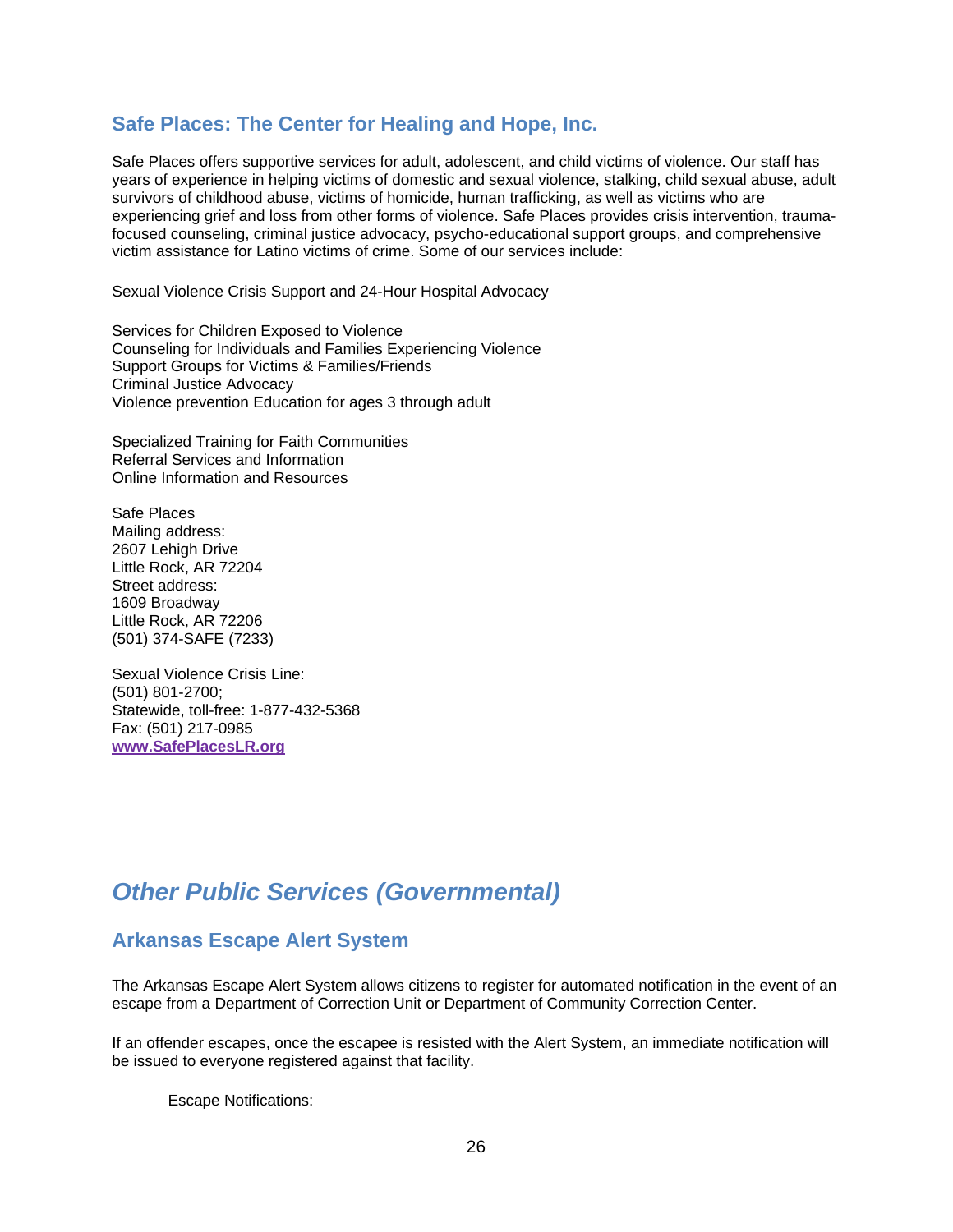## Safe Places: The Center for Healing and Hope, Inc.

Safe Places offers supportive services for adult, adolescent, and child victims of violence. Our staff has years of experience in helping victims of domestic and sexual violence, stalking, child sexual abuse, adult survivors of childhood abuse, victims of homicide, human trafficking, as well as victims who are experiencing grief and loss from other forms of violence. Safe Places provides crisis intervention, trauma-focused counseling, criminal justice advocacy, psycho-educational support groups, and comprehensive victim assistance for Latino victims of crime. Some of our services include:

Sexual Violence Crisis Support and 24-Hour Hospital Advocacy

Services for Children Exposed to Violence
Counseling for Individuals and Families Experiencing Violence
Support Groups for Victims & Families/Friends
Criminal Justice Advocacy
Violence prevention Education for ages 3 through adult

Specialized Training for Faith Communities
Referral Services and Information
Online Information and Resources

Safe Places
Mailing address:
2607 Lehigh Drive
Little Rock, AR 72204
Street address:
1609 Broadway
Little Rock, AR 72206
(501) 374-SAFE (7233)

Sexual Violence Crisis Line:
(501) 801-2700;
Statewide, toll-free: 1-877-432-5368
Fax: (501) 217-0985
**www.SafePlacesLR.org**

# *Other Public Services (Governmental)*

## Arkansas Escape Alert System

The Arkansas Escape Alert System allows citizens to register for automated notification in the event of an escape from a Department of Correction Unit or Department of Community Correction Center.

If an offender escapes, once the escapee is resisted with the Alert System, an immediate notification will be issued to everyone registered against that facility.

Escape Notifications: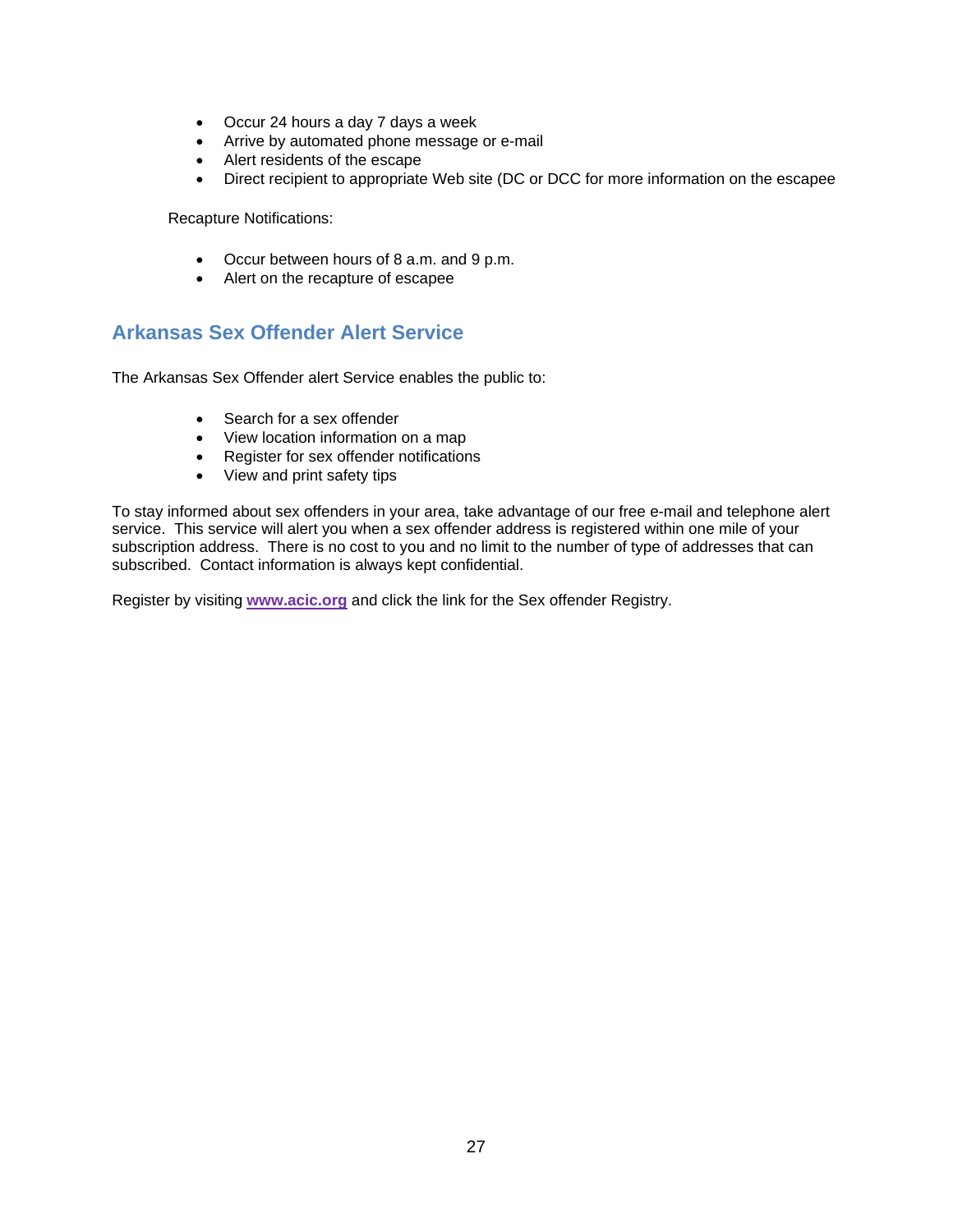- Occur 24 hours a day 7 days a week
- Arrive by automated phone message or e-mail
- Alert residents of the escape
- Direct recipient to appropriate Web site (DC or DCC for more information on the escapee

Recapture Notifications:

- Occur between hours of 8 a.m. and 9 p.m.
- Alert on the recapture of escapee

## Arkansas Sex Offender Alert Service

The Arkansas Sex Offender alert Service enables the public to:

- Search for a sex offender
- View location information on a map
- Register for sex offender notifications
- View and print safety tips

To stay informed about sex offenders in your area, take advantage of our free e-mail and telephone alert service. This service will alert you when a sex offender address is registered within one mile of your subscription address. There is no cost to you and no limit to the number of type of addresses that can subscribed. Contact information is always kept confidential.

Register by visiting **www.acic.org** and click the link for the Sex offender Registry.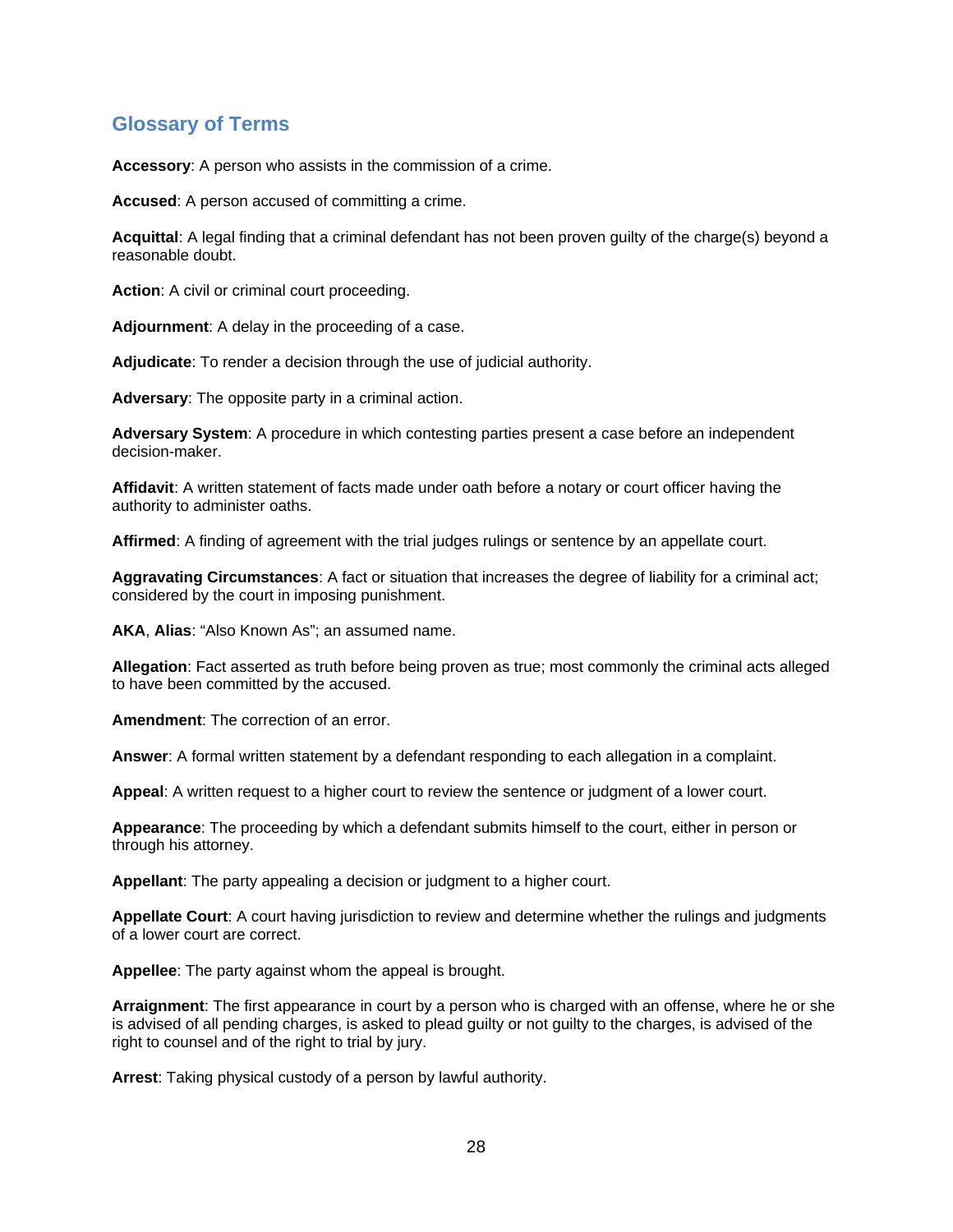## Glossary of Terms

**Accessory**: A person who assists in the commission of a crime.

**Accused**: A person accused of committing a crime.

**Acquittal**: A legal finding that a criminal defendant has not been proven guilty of the charge(s) beyond a reasonable doubt.

**Action**: A civil or criminal court proceeding.

**Adjournment**: A delay in the proceeding of a case.

**Adjudicate**: To render a decision through the use of judicial authority.

**Adversary**: The opposite party in a criminal action.

**Adversary System**: A procedure in which contesting parties present a case before an independent decision-maker.

**Affidavit**: A written statement of facts made under oath before a notary or court officer having the authority to administer oaths.

**Affirmed**: A finding of agreement with the trial judges rulings or sentence by an appellate court.

**Aggravating Circumstances**: A fact or situation that increases the degree of liability for a criminal act; considered by the court in imposing punishment.

**AKA**, **Alias**: "Also Known As"; an assumed name.

**Allegation**: Fact asserted as truth before being proven as true; most commonly the criminal acts alleged to have been committed by the accused.

**Amendment**: The correction of an error.

**Answer**: A formal written statement by a defendant responding to each allegation in a complaint.

**Appeal**: A written request to a higher court to review the sentence or judgment of a lower court.

**Appearance**: The proceeding by which a defendant submits himself to the court, either in person or through his attorney.

**Appellant**: The party appealing a decision or judgment to a higher court.

**Appellate Court**: A court having jurisdiction to review and determine whether the rulings and judgments of a lower court are correct.

**Appellee**: The party against whom the appeal is brought.

**Arraignment**: The first appearance in court by a person who is charged with an offense, where he or she is advised of all pending charges, is asked to plead guilty or not guilty to the charges, is advised of the right to counsel and of the right to trial by jury.

**Arrest**: Taking physical custody of a person by lawful authority.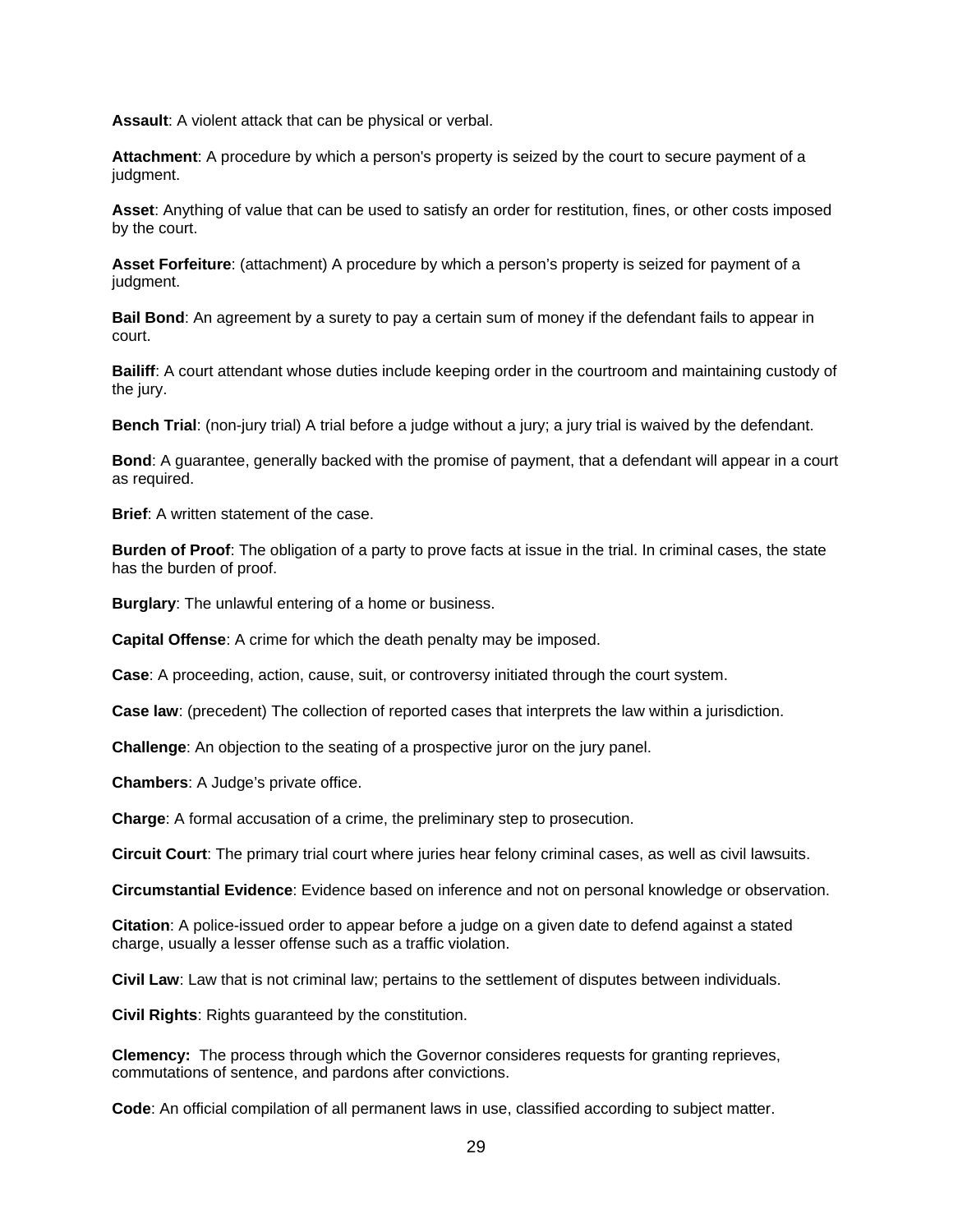**Assault**: A violent attack that can be physical or verbal.

**Attachment**: A procedure by which a person's property is seized by the court to secure payment of a judgment.

**Asset**: Anything of value that can be used to satisfy an order for restitution, fines, or other costs imposed by the court.

**Asset Forfeiture**: (attachment) A procedure by which a person's property is seized for payment of a judgment.

**Bail Bond**: An agreement by a surety to pay a certain sum of money if the defendant fails to appear in court.

**Bailiff**: A court attendant whose duties include keeping order in the courtroom and maintaining custody of the jury.

**Bench Trial**: (non-jury trial) A trial before a judge without a jury; a jury trial is waived by the defendant.

**Bond**: A guarantee, generally backed with the promise of payment, that a defendant will appear in a court as required.

**Brief**: A written statement of the case.

**Burden of Proof**: The obligation of a party to prove facts at issue in the trial. In criminal cases, the state has the burden of proof.

**Burglary**: The unlawful entering of a home or business.

**Capital Offense**: A crime for which the death penalty may be imposed.

**Case**: A proceeding, action, cause, suit, or controversy initiated through the court system.

**Case law**: (precedent) The collection of reported cases that interprets the law within a jurisdiction.

**Challenge**: An objection to the seating of a prospective juror on the jury panel.

**Chambers**: A Judge's private office.

**Charge**: A formal accusation of a crime, the preliminary step to prosecution.

**Circuit Court**: The primary trial court where juries hear felony criminal cases, as well as civil lawsuits.

**Circumstantial Evidence**: Evidence based on inference and not on personal knowledge or observation.

**Citation**: A police-issued order to appear before a judge on a given date to defend against a stated charge, usually a lesser offense such as a traffic violation.

**Civil Law**: Law that is not criminal law; pertains to the settlement of disputes between individuals.

**Civil Rights**: Rights guaranteed by the constitution.

**Clemency:** The process through which the Governor consideres requests for granting reprieves, commutations of sentence, and pardons after convictions.

**Code**: An official compilation of all permanent laws in use, classified according to subject matter.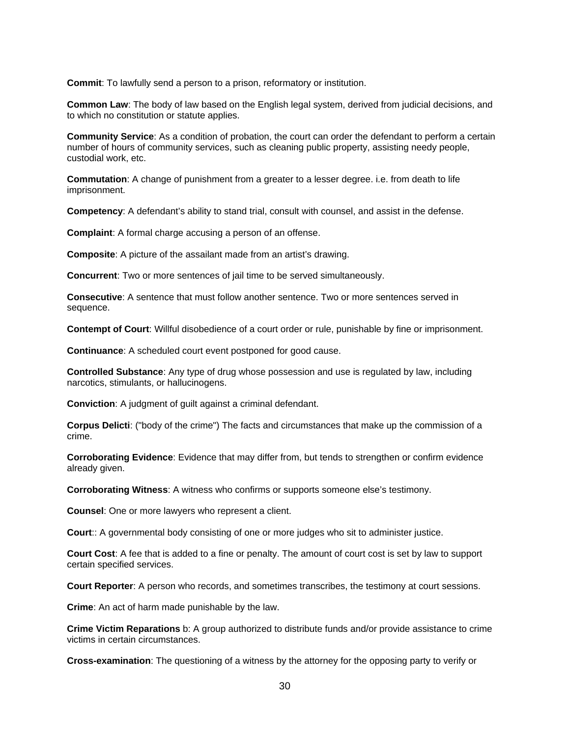**Commit**: To lawfully send a person to a prison, reformatory or institution.

**Common Law**: The body of law based on the English legal system, derived from judicial decisions, and to which no constitution or statute applies.

**Community Service**: As a condition of probation, the court can order the defendant to perform a certain number of hours of community services, such as cleaning public property, assisting needy people, custodial work, etc.

**Commutation**: A change of punishment from a greater to a lesser degree. i.e. from death to life imprisonment.

**Competency**: A defendant's ability to stand trial, consult with counsel, and assist in the defense.

**Complaint**: A formal charge accusing a person of an offense.

**Composite**: A picture of the assailant made from an artist's drawing.

**Concurrent**: Two or more sentences of jail time to be served simultaneously.

**Consecutive**: A sentence that must follow another sentence. Two or more sentences served in sequence.

**Contempt of Court**: Willful disobedience of a court order or rule, punishable by fine or imprisonment.

**Continuance**: A scheduled court event postponed for good cause.

**Controlled Substance**: Any type of drug whose possession and use is regulated by law, including narcotics, stimulants, or hallucinogens.

**Conviction**: A judgment of guilt against a criminal defendant.

**Corpus Delicti**: ("body of the crime") The facts and circumstances that make up the commission of a crime.

**Corroborating Evidence**: Evidence that may differ from, but tends to strengthen or confirm evidence already given.

**Corroborating Witness**: A witness who confirms or supports someone else's testimony.

**Counsel**: One or more lawyers who represent a client.

**Court**:: A governmental body consisting of one or more judges who sit to administer justice.

**Court Cost**: A fee that is added to a fine or penalty. The amount of court cost is set by law to support certain specified services.

**Court Reporter**: A person who records, and sometimes transcribes, the testimony at court sessions.

**Crime**: An act of harm made punishable by the law.

**Crime Victim Reparations** b: A group authorized to distribute funds and/or provide assistance to crime victims in certain circumstances.

**Cross-examination**: The questioning of a witness by the attorney for the opposing party to verify or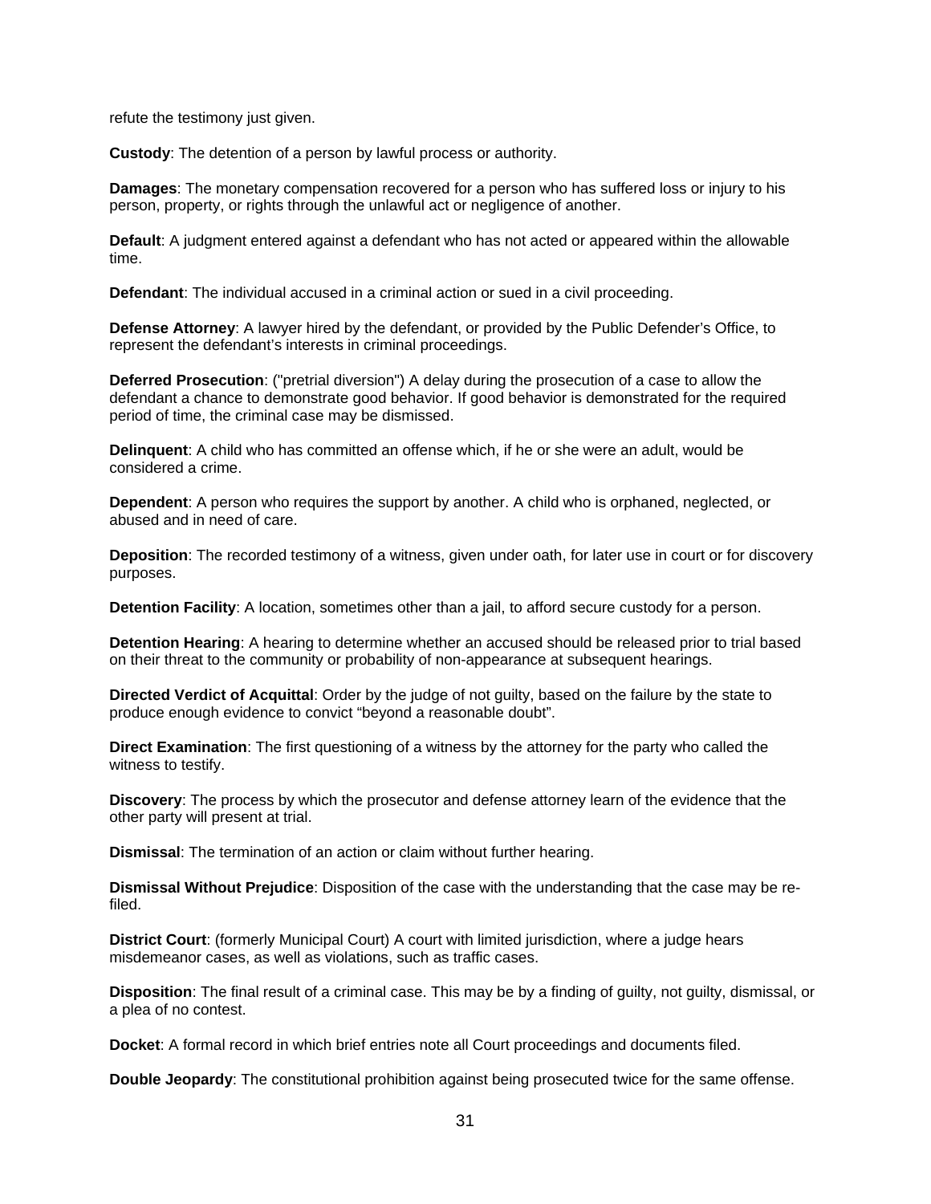refute the testimony just given.

**Custody**: The detention of a person by lawful process or authority.

**Damages**: The monetary compensation recovered for a person who has suffered loss or injury to his person, property, or rights through the unlawful act or negligence of another.

**Default**: A judgment entered against a defendant who has not acted or appeared within the allowable time.

**Defendant**: The individual accused in a criminal action or sued in a civil proceeding.

**Defense Attorney**: A lawyer hired by the defendant, or provided by the Public Defender's Office, to represent the defendant's interests in criminal proceedings.

**Deferred Prosecution**: ("pretrial diversion") A delay during the prosecution of a case to allow the defendant a chance to demonstrate good behavior. If good behavior is demonstrated for the required period of time, the criminal case may be dismissed.

**Delinquent**: A child who has committed an offense which, if he or she were an adult, would be considered a crime.

**Dependent**: A person who requires the support by another. A child who is orphaned, neglected, or abused and in need of care.

**Deposition**: The recorded testimony of a witness, given under oath, for later use in court or for discovery purposes.

**Detention Facility**: A location, sometimes other than a jail, to afford secure custody for a person.

**Detention Hearing**: A hearing to determine whether an accused should be released prior to trial based on their threat to the community or probability of non-appearance at subsequent hearings.

**Directed Verdict of Acquittal**: Order by the judge of not guilty, based on the failure by the state to produce enough evidence to convict "beyond a reasonable doubt".

**Direct Examination**: The first questioning of a witness by the attorney for the party who called the witness to testify.

**Discovery**: The process by which the prosecutor and defense attorney learn of the evidence that the other party will present at trial.

**Dismissal**: The termination of an action or claim without further hearing.

**Dismissal Without Prejudice**: Disposition of the case with the understanding that the case may be re-filed.

**District Court**: (formerly Municipal Court) A court with limited jurisdiction, where a judge hears misdemeanor cases, as well as violations, such as traffic cases.

**Disposition**: The final result of a criminal case. This may be by a finding of guilty, not guilty, dismissal, or a plea of no contest.

**Docket**: A formal record in which brief entries note all Court proceedings and documents filed.

**Double Jeopardy**: The constitutional prohibition against being prosecuted twice for the same offense.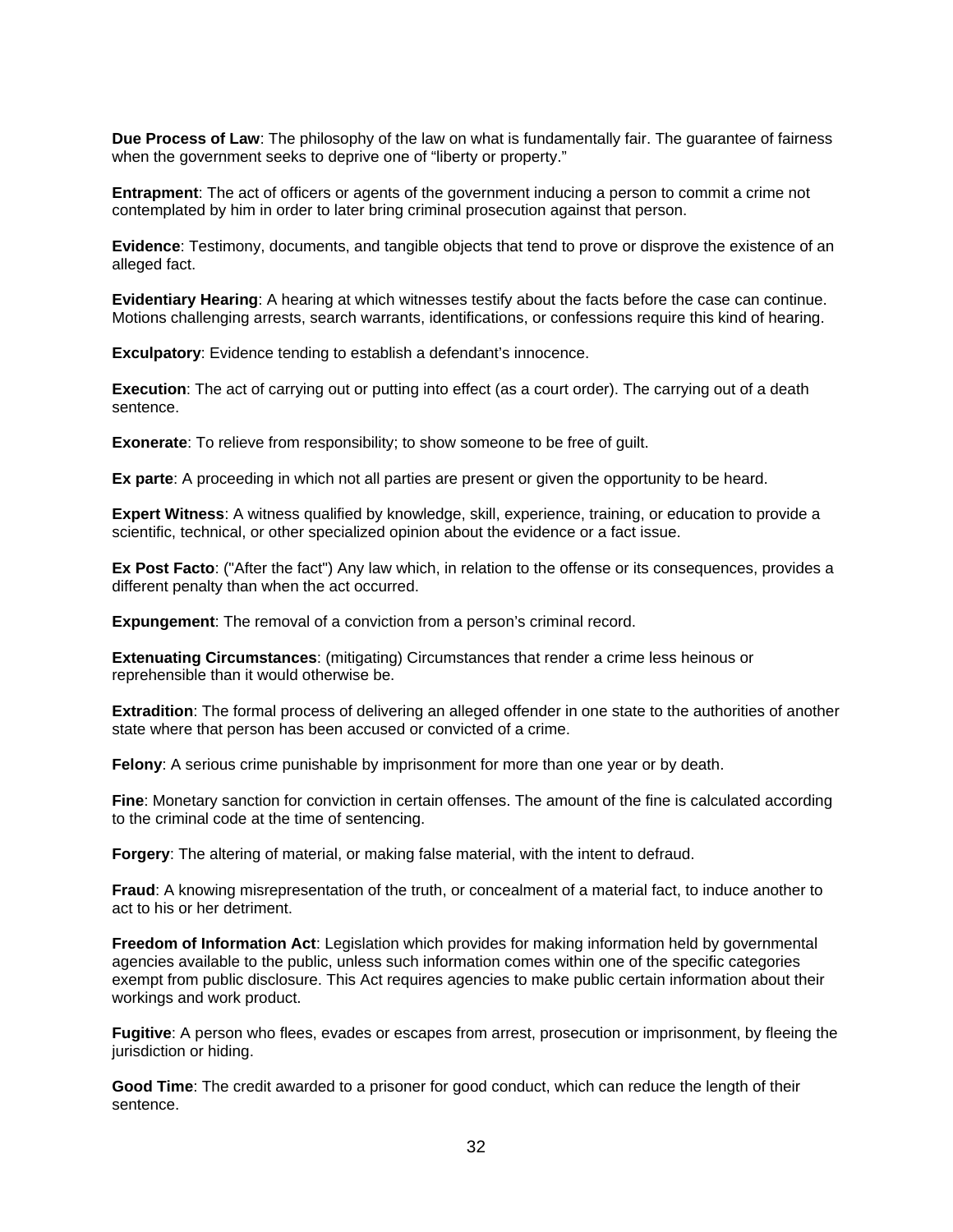**Due Process of Law**: The philosophy of the law on what is fundamentally fair. The guarantee of fairness when the government seeks to deprive one of "liberty or property."

**Entrapment**: The act of officers or agents of the government inducing a person to commit a crime not contemplated by him in order to later bring criminal prosecution against that person.

**Evidence**: Testimony, documents, and tangible objects that tend to prove or disprove the existence of an alleged fact.

**Evidentiary Hearing**: A hearing at which witnesses testify about the facts before the case can continue. Motions challenging arrests, search warrants, identifications, or confessions require this kind of hearing.

**Exculpatory**: Evidence tending to establish a defendant's innocence.

**Execution**: The act of carrying out or putting into effect (as a court order). The carrying out of a death sentence.

**Exonerate**: To relieve from responsibility; to show someone to be free of guilt.

**Ex parte**: A proceeding in which not all parties are present or given the opportunity to be heard.

**Expert Witness**: A witness qualified by knowledge, skill, experience, training, or education to provide a scientific, technical, or other specialized opinion about the evidence or a fact issue.

**Ex Post Facto**: ("After the fact") Any law which, in relation to the offense or its consequences, provides a different penalty than when the act occurred.

**Expungement**: The removal of a conviction from a person's criminal record.

**Extenuating Circumstances**: (mitigating) Circumstances that render a crime less heinous or reprehensible than it would otherwise be.

**Extradition**: The formal process of delivering an alleged offender in one state to the authorities of another state where that person has been accused or convicted of a crime.

**Felony**: A serious crime punishable by imprisonment for more than one year or by death.

**Fine**: Monetary sanction for conviction in certain offenses. The amount of the fine is calculated according to the criminal code at the time of sentencing.

**Forgery**: The altering of material, or making false material, with the intent to defraud.

**Fraud**: A knowing misrepresentation of the truth, or concealment of a material fact, to induce another to act to his or her detriment.

**Freedom of Information Act**: Legislation which provides for making information held by governmental agencies available to the public, unless such information comes within one of the specific categories exempt from public disclosure. This Act requires agencies to make public certain information about their workings and work product.

**Fugitive**: A person who flees, evades or escapes from arrest, prosecution or imprisonment, by fleeing the jurisdiction or hiding.

**Good Time**: The credit awarded to a prisoner for good conduct, which can reduce the length of their sentence.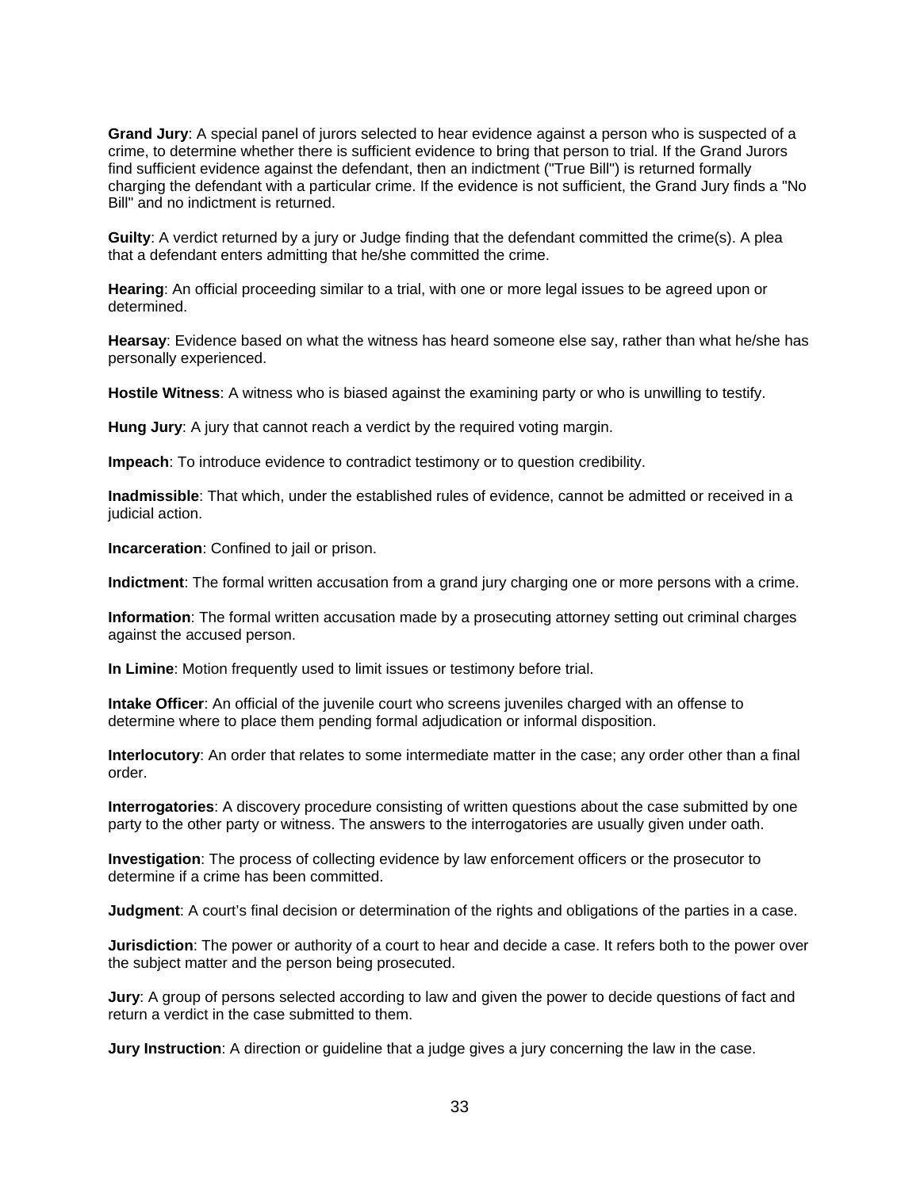**Grand Jury**: A special panel of jurors selected to hear evidence against a person who is suspected of a crime, to determine whether there is sufficient evidence to bring that person to trial. If the Grand Jurors find sufficient evidence against the defendant, then an indictment ("True Bill") is returned formally charging the defendant with a particular crime. If the evidence is not sufficient, the Grand Jury finds a "No Bill" and no indictment is returned.

**Guilty**: A verdict returned by a jury or Judge finding that the defendant committed the crime(s). A plea that a defendant enters admitting that he/she committed the crime.

**Hearing**: An official proceeding similar to a trial, with one or more legal issues to be agreed upon or determined.

**Hearsay**: Evidence based on what the witness has heard someone else say, rather than what he/she has personally experienced.

**Hostile Witness**: A witness who is biased against the examining party or who is unwilling to testify.

**Hung Jury**: A jury that cannot reach a verdict by the required voting margin.

**Impeach**: To introduce evidence to contradict testimony or to question credibility.

**Inadmissible**: That which, under the established rules of evidence, cannot be admitted or received in a judicial action.

**Incarceration**: Confined to jail or prison.

**Indictment**: The formal written accusation from a grand jury charging one or more persons with a crime.

**Information**: The formal written accusation made by a prosecuting attorney setting out criminal charges against the accused person.

**In Limine**: Motion frequently used to limit issues or testimony before trial.

**Intake Officer**: An official of the juvenile court who screens juveniles charged with an offense to determine where to place them pending formal adjudication or informal disposition.

**Interlocutory**: An order that relates to some intermediate matter in the case; any order other than a final order.

**Interrogatories**: A discovery procedure consisting of written questions about the case submitted by one party to the other party or witness. The answers to the interrogatories are usually given under oath.

**Investigation**: The process of collecting evidence by law enforcement officers or the prosecutor to determine if a crime has been committed.

**Judgment**: A court's final decision or determination of the rights and obligations of the parties in a case.

**Jurisdiction**: The power or authority of a court to hear and decide a case. It refers both to the power over the subject matter and the person being prosecuted.

**Jury**: A group of persons selected according to law and given the power to decide questions of fact and return a verdict in the case submitted to them.

**Jury Instruction**: A direction or guideline that a judge gives a jury concerning the law in the case.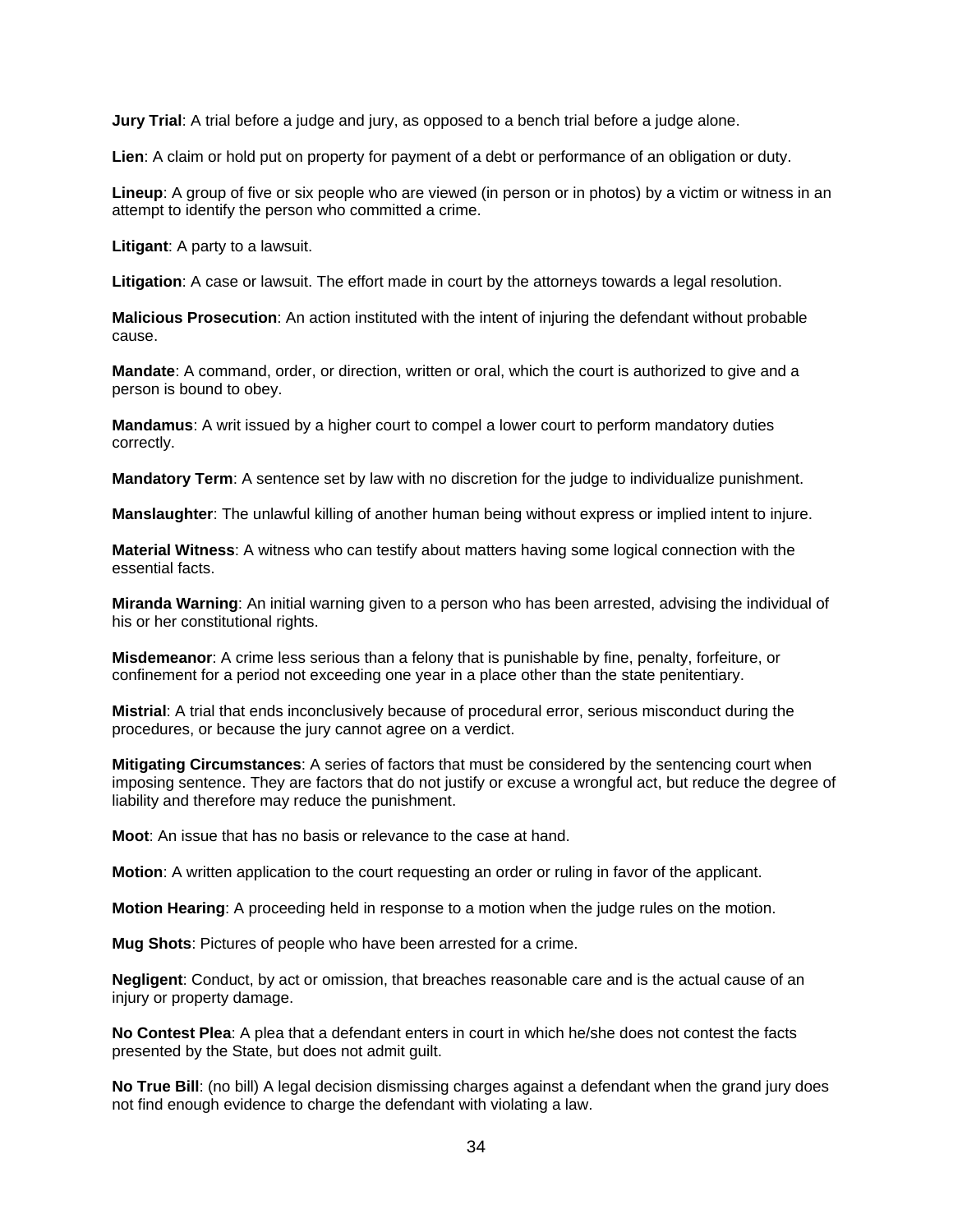**Jury Trial**: A trial before a judge and jury, as opposed to a bench trial before a judge alone.

**Lien**: A claim or hold put on property for payment of a debt or performance of an obligation or duty.

**Lineup**: A group of five or six people who are viewed (in person or in photos) by a victim or witness in an attempt to identify the person who committed a crime.

**Litigant**: A party to a lawsuit.

**Litigation**: A case or lawsuit. The effort made in court by the attorneys towards a legal resolution.

**Malicious Prosecution**: An action instituted with the intent of injuring the defendant without probable cause.

**Mandate**: A command, order, or direction, written or oral, which the court is authorized to give and a person is bound to obey.

**Mandamus**: A writ issued by a higher court to compel a lower court to perform mandatory duties correctly.

**Mandatory Term**: A sentence set by law with no discretion for the judge to individualize punishment.

**Manslaughter**: The unlawful killing of another human being without express or implied intent to injure.

**Material Witness**: A witness who can testify about matters having some logical connection with the essential facts.

**Miranda Warning**: An initial warning given to a person who has been arrested, advising the individual of his or her constitutional rights.

**Misdemeanor**: A crime less serious than a felony that is punishable by fine, penalty, forfeiture, or confinement for a period not exceeding one year in a place other than the state penitentiary.

**Mistrial**: A trial that ends inconclusively because of procedural error, serious misconduct during the procedures, or because the jury cannot agree on a verdict.

**Mitigating Circumstances**: A series of factors that must be considered by the sentencing court when imposing sentence. They are factors that do not justify or excuse a wrongful act, but reduce the degree of liability and therefore may reduce the punishment.

**Moot**: An issue that has no basis or relevance to the case at hand.

**Motion**: A written application to the court requesting an order or ruling in favor of the applicant.

**Motion Hearing**: A proceeding held in response to a motion when the judge rules on the motion.

**Mug Shots**: Pictures of people who have been arrested for a crime.

**Negligent**: Conduct, by act or omission, that breaches reasonable care and is the actual cause of an injury or property damage.

**No Contest Plea**: A plea that a defendant enters in court in which he/she does not contest the facts presented by the State, but does not admit guilt.

**No True Bill**: (no bill) A legal decision dismissing charges against a defendant when the grand jury does not find enough evidence to charge the defendant with violating a law.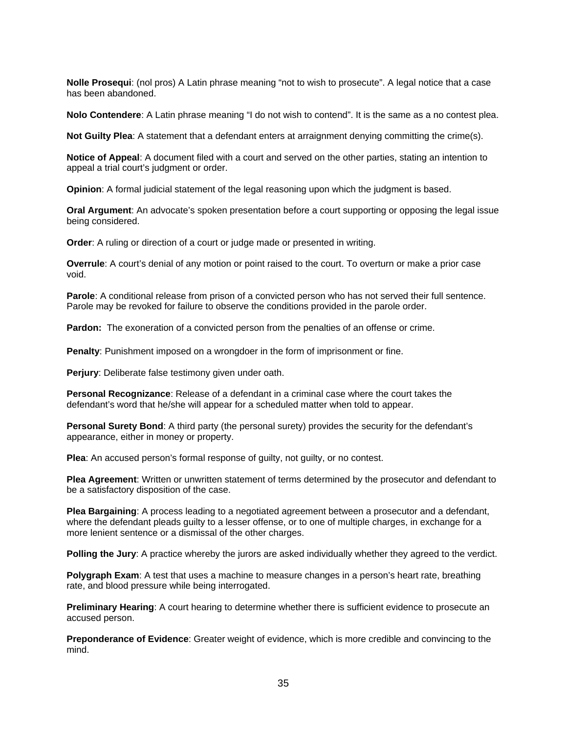**Nolle Prosequi**: (nol pros) A Latin phrase meaning “not to wish to prosecute”. A legal notice that a case has been abandoned.

**Nolo Contendere**: A Latin phrase meaning “I do not wish to contend”. It is the same as a no contest plea.

**Not Guilty Plea**: A statement that a defendant enters at arraignment denying committing the crime(s).

**Notice of Appeal**: A document filed with a court and served on the other parties, stating an intention to appeal a trial court’s judgment or order.

**Opinion**: A formal judicial statement of the legal reasoning upon which the judgment is based.

**Oral Argument**: An advocate’s spoken presentation before a court supporting or opposing the legal issue being considered.

**Order**: A ruling or direction of a court or judge made or presented in writing.

**Overrule**: A court’s denial of any motion or point raised to the court. To overturn or make a prior case void.

**Parole**: A conditional release from prison of a convicted person who has not served their full sentence. Parole may be revoked for failure to observe the conditions provided in the parole order.

**Pardon:** The exoneration of a convicted person from the penalties of an offense or crime.

**Penalty**: Punishment imposed on a wrongdoer in the form of imprisonment or fine.

**Perjury**: Deliberate false testimony given under oath.

**Personal Recognizance**: Release of a defendant in a criminal case where the court takes the defendant’s word that he/she will appear for a scheduled matter when told to appear.

**Personal Surety Bond**: A third party (the personal surety) provides the security for the defendant’s appearance, either in money or property.

**Plea**: An accused person’s formal response of guilty, not guilty, or no contest.

**Plea Agreement**: Written or unwritten statement of terms determined by the prosecutor and defendant to be a satisfactory disposition of the case.

**Plea Bargaining**: A process leading to a negotiated agreement between a prosecutor and a defendant, where the defendant pleads guilty to a lesser offense, or to one of multiple charges, in exchange for a more lenient sentence or a dismissal of the other charges.

**Polling the Jury**: A practice whereby the jurors are asked individually whether they agreed to the verdict.

**Polygraph Exam**: A test that uses a machine to measure changes in a person’s heart rate, breathing rate, and blood pressure while being interrogated.

**Preliminary Hearing**: A court hearing to determine whether there is sufficient evidence to prosecute an accused person.

**Preponderance of Evidence**: Greater weight of evidence, which is more credible and convincing to the mind.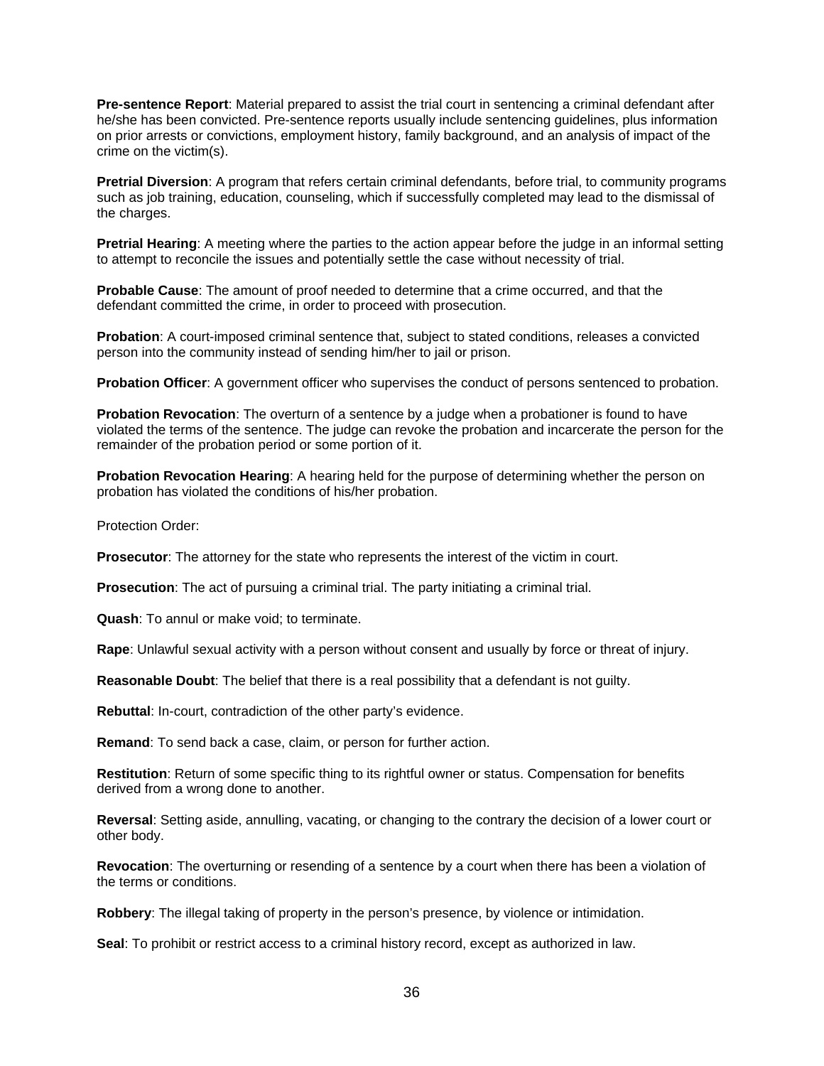**Pre-sentence Report**: Material prepared to assist the trial court in sentencing a criminal defendant after he/she has been convicted. Pre-sentence reports usually include sentencing guidelines, plus information on prior arrests or convictions, employment history, family background, and an analysis of impact of the crime on the victim(s).

**Pretrial Diversion**: A program that refers certain criminal defendants, before trial, to community programs such as job training, education, counseling, which if successfully completed may lead to the dismissal of the charges.

**Pretrial Hearing**: A meeting where the parties to the action appear before the judge in an informal setting to attempt to reconcile the issues and potentially settle the case without necessity of trial.

**Probable Cause**: The amount of proof needed to determine that a crime occurred, and that the defendant committed the crime, in order to proceed with prosecution.

**Probation**: A court-imposed criminal sentence that, subject to stated conditions, releases a convicted person into the community instead of sending him/her to jail or prison.

**Probation Officer**: A government officer who supervises the conduct of persons sentenced to probation.

**Probation Revocation**: The overturn of a sentence by a judge when a probationer is found to have violated the terms of the sentence. The judge can revoke the probation and incarcerate the person for the remainder of the probation period or some portion of it.

**Probation Revocation Hearing**: A hearing held for the purpose of determining whether the person on probation has violated the conditions of his/her probation.

Protection Order:

**Prosecutor**: The attorney for the state who represents the interest of the victim in court.

**Prosecution**: The act of pursuing a criminal trial. The party initiating a criminal trial.

**Quash**: To annul or make void; to terminate.

**Rape**: Unlawful sexual activity with a person without consent and usually by force or threat of injury.

**Reasonable Doubt**: The belief that there is a real possibility that a defendant is not guilty.

**Rebuttal**: In-court, contradiction of the other party's evidence.

**Remand**: To send back a case, claim, or person for further action.

**Restitution**: Return of some specific thing to its rightful owner or status. Compensation for benefits derived from a wrong done to another.

**Reversal**: Setting aside, annulling, vacating, or changing to the contrary the decision of a lower court or other body.

**Revocation**: The overturning or resending of a sentence by a court when there has been a violation of the terms or conditions.

**Robbery**: The illegal taking of property in the person's presence, by violence or intimidation.

**Seal**: To prohibit or restrict access to a criminal history record, except as authorized in law.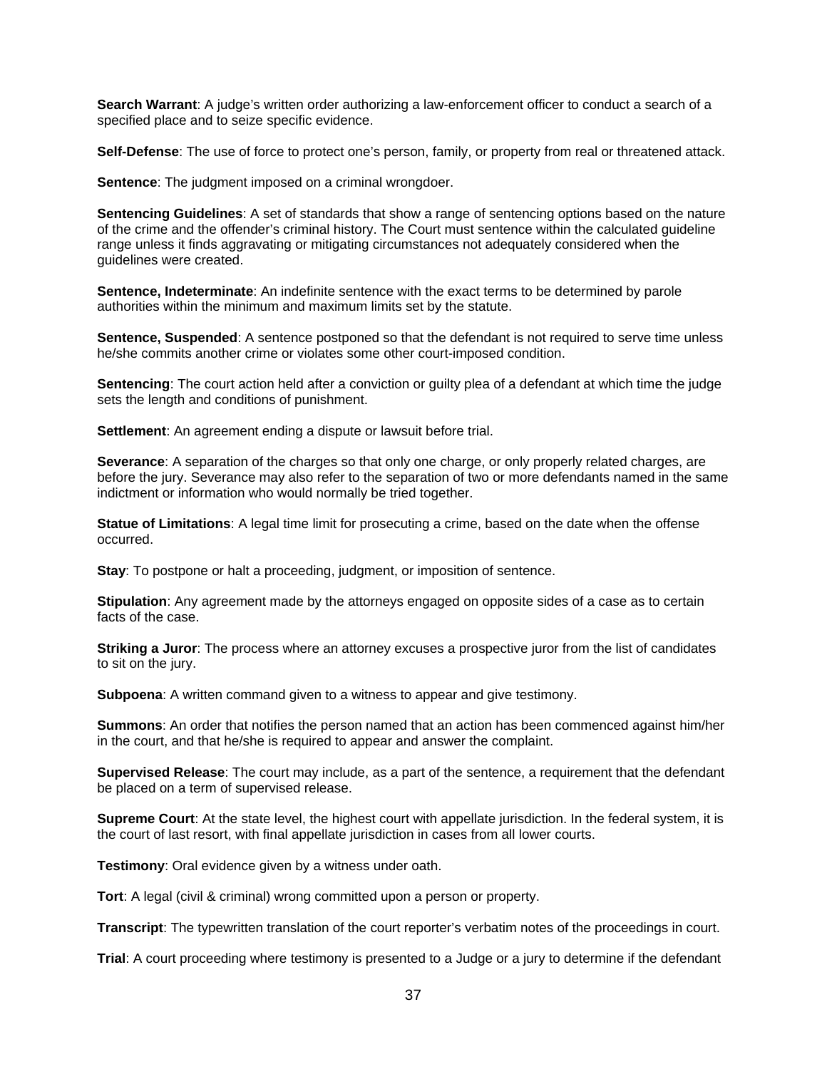**Search Warrant**: A judge's written order authorizing a law-enforcement officer to conduct a search of a specified place and to seize specific evidence.

**Self-Defense**: The use of force to protect one's person, family, or property from real or threatened attack.

**Sentence**: The judgment imposed on a criminal wrongdoer.

**Sentencing Guidelines**: A set of standards that show a range of sentencing options based on the nature of the crime and the offender's criminal history. The Court must sentence within the calculated guideline range unless it finds aggravating or mitigating circumstances not adequately considered when the guidelines were created.

**Sentence, Indeterminate**: An indefinite sentence with the exact terms to be determined by parole authorities within the minimum and maximum limits set by the statute.

**Sentence, Suspended**: A sentence postponed so that the defendant is not required to serve time unless he/she commits another crime or violates some other court-imposed condition.

**Sentencing**: The court action held after a conviction or guilty plea of a defendant at which time the judge sets the length and conditions of punishment.

**Settlement**: An agreement ending a dispute or lawsuit before trial.

**Severance**: A separation of the charges so that only one charge, or only properly related charges, are before the jury. Severance may also refer to the separation of two or more defendants named in the same indictment or information who would normally be tried together.

**Statue of Limitations**: A legal time limit for prosecuting a crime, based on the date when the offense occurred.

**Stay**: To postpone or halt a proceeding, judgment, or imposition of sentence.

**Stipulation**: Any agreement made by the attorneys engaged on opposite sides of a case as to certain facts of the case.

**Striking a Juror**: The process where an attorney excuses a prospective juror from the list of candidates to sit on the jury.

**Subpoena**: A written command given to a witness to appear and give testimony.

**Summons**: An order that notifies the person named that an action has been commenced against him/her in the court, and that he/she is required to appear and answer the complaint.

**Supervised Release**: The court may include, as a part of the sentence, a requirement that the defendant be placed on a term of supervised release.

**Supreme Court**: At the state level, the highest court with appellate jurisdiction. In the federal system, it is the court of last resort, with final appellate jurisdiction in cases from all lower courts.

**Testimony**: Oral evidence given by a witness under oath.

**Tort**: A legal (civil & criminal) wrong committed upon a person or property.

**Transcript**: The typewritten translation of the court reporter's verbatim notes of the proceedings in court.

**Trial**: A court proceeding where testimony is presented to a Judge or a jury to determine if the defendant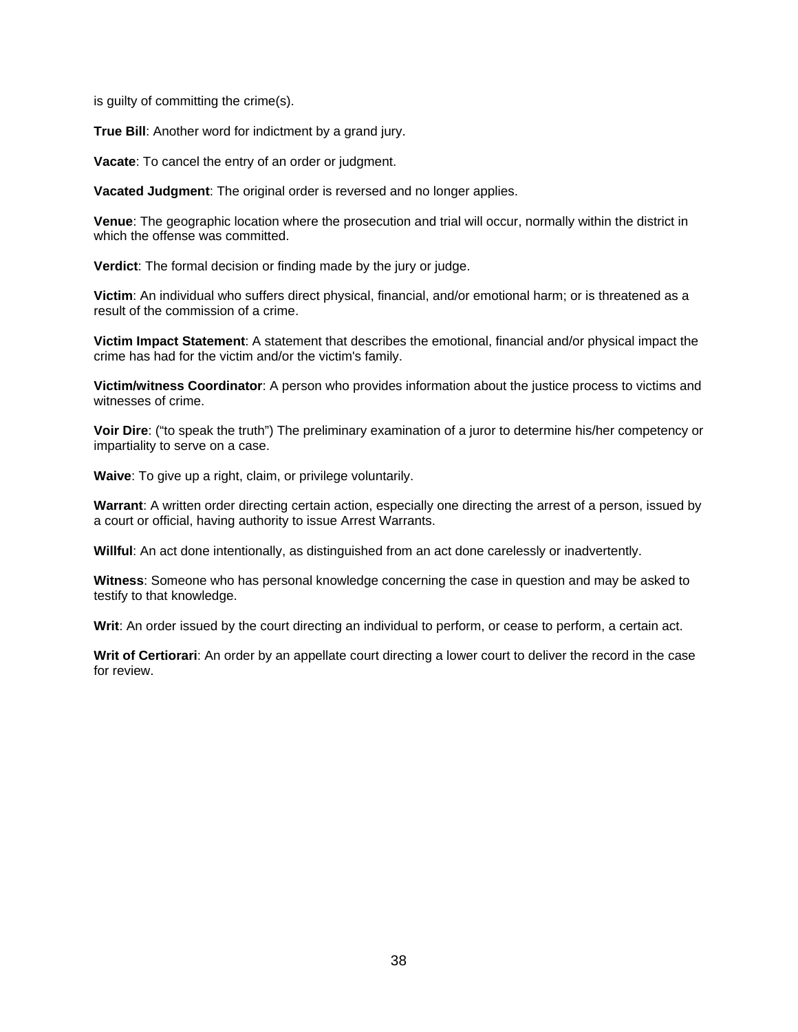is guilty of committing the crime(s).

**True Bill**: Another word for indictment by a grand jury.

**Vacate**: To cancel the entry of an order or judgment.

**Vacated Judgment**: The original order is reversed and no longer applies.

**Venue**: The geographic location where the prosecution and trial will occur, normally within the district in which the offense was committed.

**Verdict**: The formal decision or finding made by the jury or judge.

**Victim**: An individual who suffers direct physical, financial, and/or emotional harm; or is threatened as a result of the commission of a crime.

**Victim Impact Statement**: A statement that describes the emotional, financial and/or physical impact the crime has had for the victim and/or the victim's family.

**Victim/witness Coordinator**: A person who provides information about the justice process to victims and witnesses of crime.

**Voir Dire**: ("to speak the truth") The preliminary examination of a juror to determine his/her competency or impartiality to serve on a case.

**Waive**: To give up a right, claim, or privilege voluntarily.

**Warrant**: A written order directing certain action, especially one directing the arrest of a person, issued by a court or official, having authority to issue Arrest Warrants.

**Willful**: An act done intentionally, as distinguished from an act done carelessly or inadvertently.

**Witness**: Someone who has personal knowledge concerning the case in question and may be asked to testify to that knowledge.

**Writ**: An order issued by the court directing an individual to perform, or cease to perform, a certain act.

**Writ of Certiorari**: An order by an appellate court directing a lower court to deliver the record in the case for review.